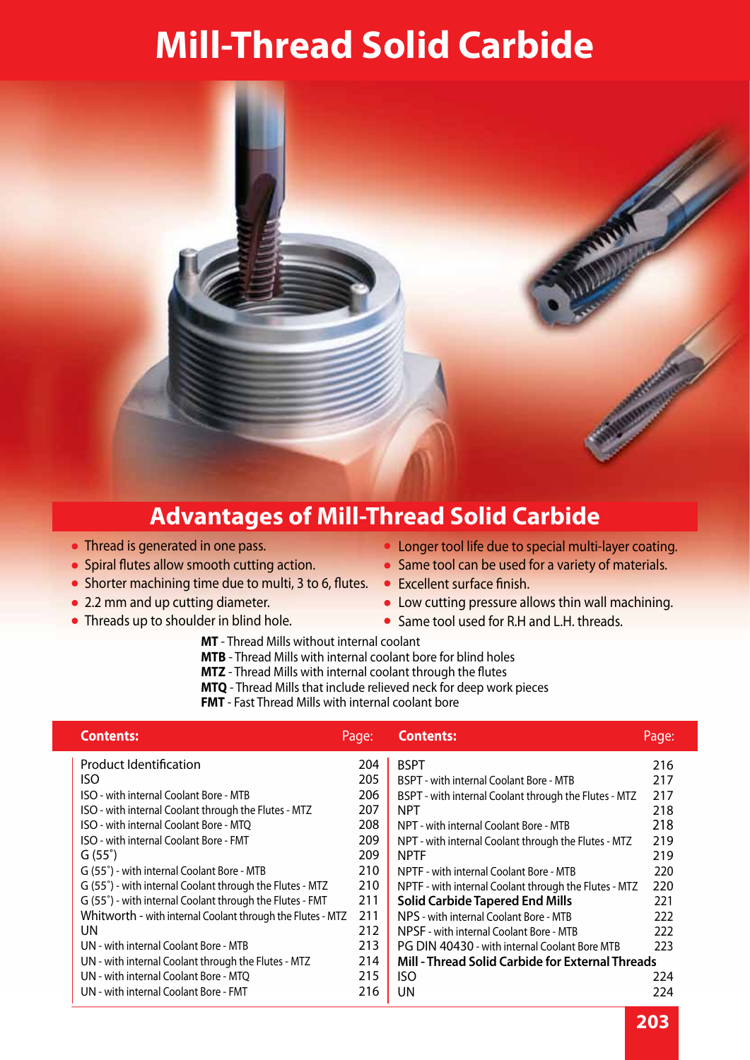# Mill-Thread Solid Carbide

## Advantages of Mill-Thread Solid Carbide

- Thread is generated in one pass.
- Spiral flutes allow smooth cutting action.
- Shorter machining time due to multi, 3 to 6, flutes.
- 2.2 mm and up cutting diameter.
- Threads up to shoulder in blind hole.
- Longer tool life due to special multi-layer coating.
- Same tool can be used for a variety of materials.
- Excellent surface finish.
- Low cutting pressure allows thin wall machining.
- Same tool used for R.H and L.H. threads.

**MT** - Thread Mills without internal coolant
**MTB** - Thread Mills with internal coolant bore for blind holes
**MTZ** - Thread Mills with internal coolant through the flutes
**MTQ** - Thread Mills that include relieved neck for deep work pieces
**FMT** - Fast Thread Mills with internal coolant bore

| Contents: | Page: |
|---|---|
| Product Identification | 204 |
| ISO | 205 |
| ISO - with internal Coolant Bore - MTB | 206 |
| ISO - with internal Coolant through the Flutes - MTZ | 207 |
| ISO - with internal Coolant Bore - MTQ | 208 |
| ISO - with internal Coolant Bore - FMT | 209 |
| G (55˚) | 209 |
| G (55˚) - with internal Coolant Bore - MTB | 210 |
| G (55˚) - with internal Coolant through the Flutes - MTZ | 210 |
| G (55˚) - with internal Coolant through the Flutes - FMT | 211 |
| Whitworth - with internal Coolant through the Flutes - MTZ | 211 |
| UN | 212 |
| UN - with internal Coolant Bore - MTB | 213 |
| UN - with internal Coolant through the Flutes - MTZ | 214 |
| UN - with internal Coolant Bore - MTQ | 215 |
| UN - with internal Coolant Bore - FMT | 216 |

| Contents: | Page: |
|---|---|
| BSPT | 216 |
| BSPT - with internal Coolant Bore - MTB | 217 |
| BSPT - with internal Coolant through the Flutes - MTZ | 217 |
| NPT | 218 |
| NPT - with internal Coolant Bore - MTB | 218 |
| NPT - with internal Coolant through the Flutes - MTZ | 219 |
| NPTF | 219 |
| NPTF - with internal Coolant Bore - MTB | 220 |
| NPTF - with internal Coolant through the Flutes - MTZ | 220 |
| **Solid Carbide Tapered End Mills** | 221 |
| NPS - with internal Coolant Bore - MTB | 222 |
| NPSF - with internal Coolant Bore - MTB | 222 |
| PG DIN 40430 - with internal Coolant Bore MTB | 223 |
| **Mill - Thread Solid Carbide for External Threads** | |
| ISO | 224 |
| UN | 224 |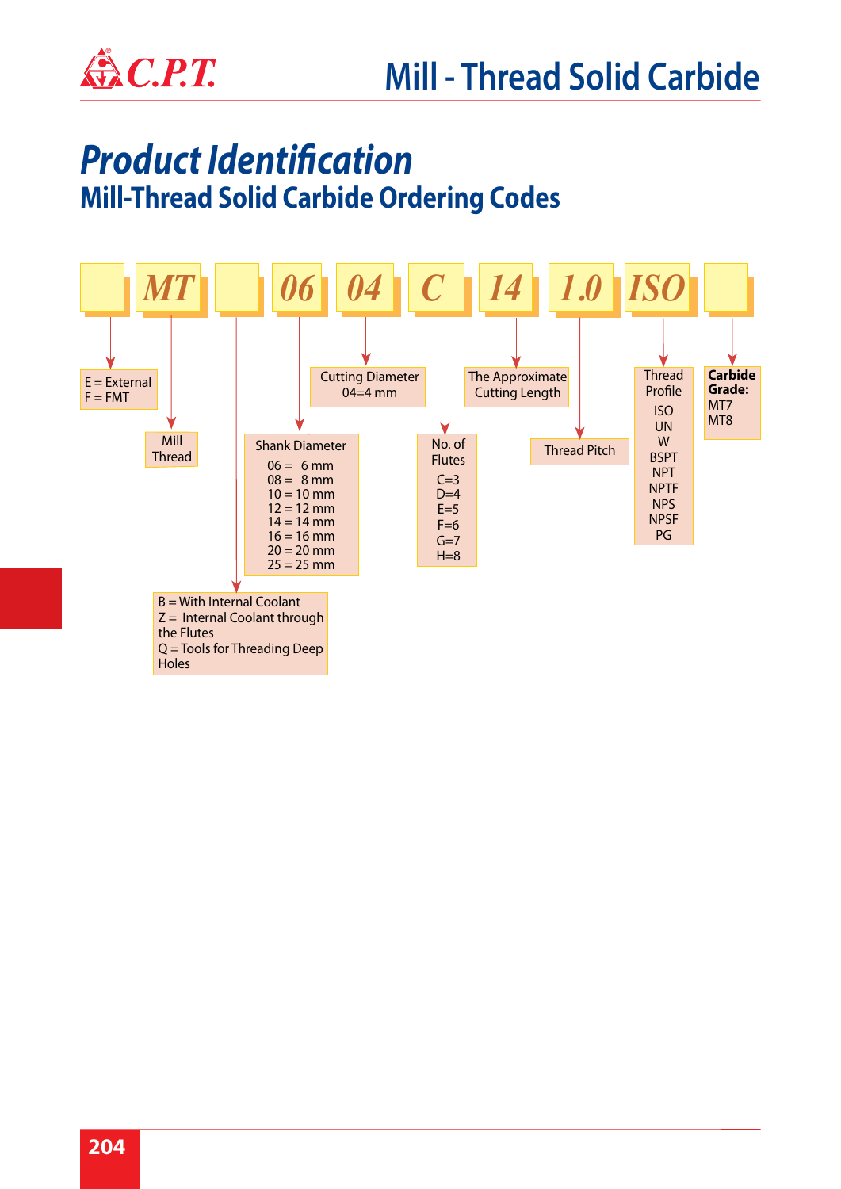# Product Identification

## Mill-Thread Solid Carbide Ordering Codes

| | MT | | 06 | 04 | C | 14 | 1.0 | ISO | |
|---|---|---|---|---|---|---|---|---|---|
| E = External<br>F = FMT | Mill Thread | B = With Internal Coolant<br>Z = Internal Coolant through the Flutes<br>Q = Tools for Threading Deep Holes | Shank Diameter<br>06 = 6 mm<br>08 = 8 mm<br>10 = 10 mm<br>12 = 12 mm<br>14 = 14 mm<br>16 = 16 mm<br>20 = 20 mm<br>25 = 25 mm | Cutting Diameter<br>04=4 mm | No. of Flutes<br>C=3<br>D=4<br>E=5<br>F=6<br>G=7<br>H=8 | The Approximate Cutting Length | Thread Pitch | Thread Profile<br>ISO<br>UN<br>W<br>BSPT<br>NPT<br>NPTF<br>NPS<br>NPSF<br>PG | **Carbide Grade:**<br>MT7<br>MT8 |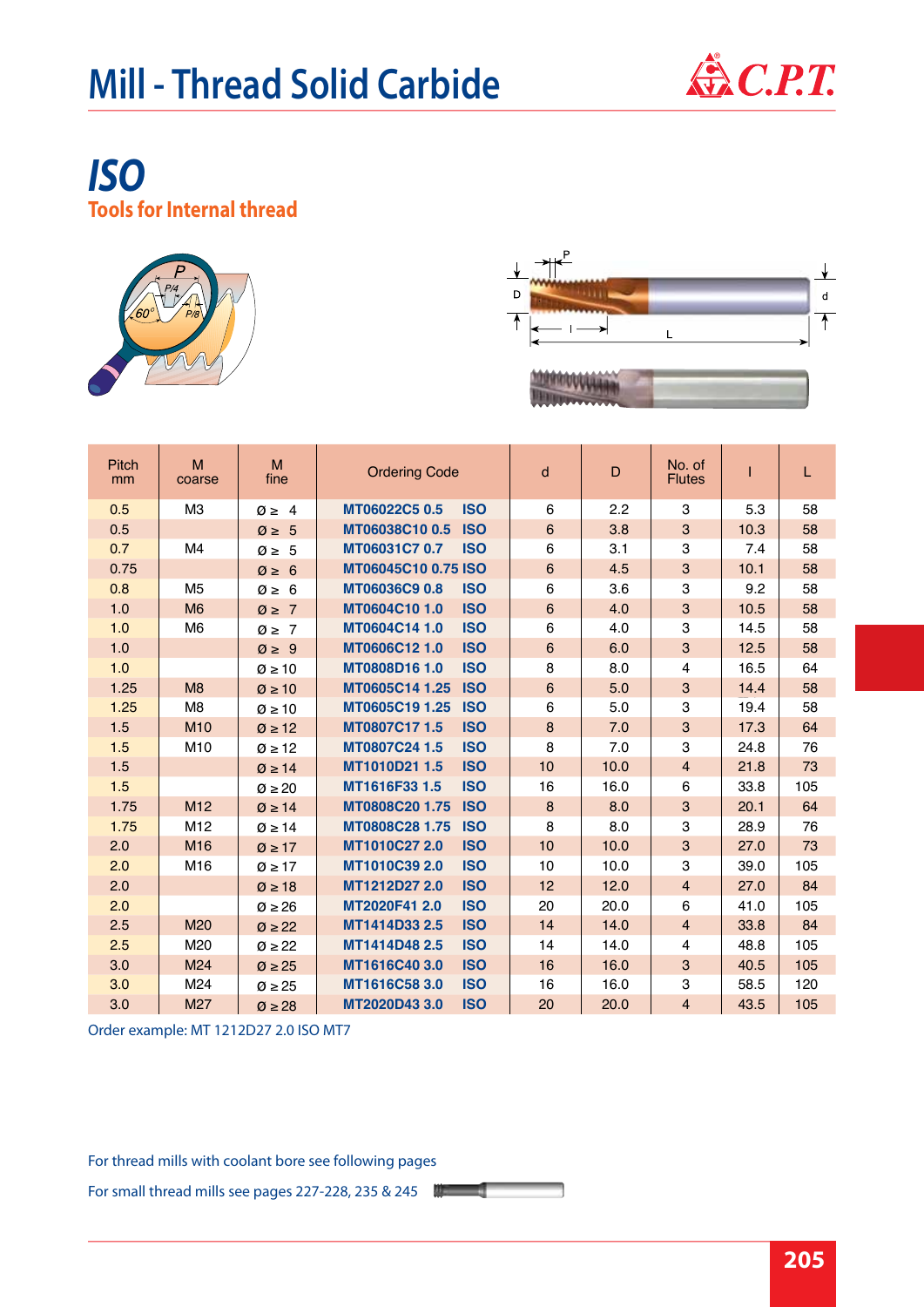# Mill - Thread Solid Carbide

## ISO

### Tools for Internal thread

| Pitch mm | M coarse | M fine | Ordering Code | d | D | No. of Flutes | l | L |
|---|---|---|---|---|---|---|---|---|
| 0.5 | M3 | Ø ≥ 4 | MT06022C5 0.5 ISO | 6 | 2.2 | 3 | 5.3 | 58 |
| 0.5 | | Ø ≥ 5 | MT06038C10 0.5 ISO | 6 | 3.8 | 3 | 10.3 | 58 |
| 0.7 | M4 | Ø ≥ 5 | MT06031C7 0.7 ISO | 6 | 3.1 | 3 | 7.4 | 58 |
| 0.75 | | Ø ≥ 6 | MT06045C10 0.75 ISO | 6 | 4.5 | 3 | 10.1 | 58 |
| 0.8 | M5 | Ø ≥ 6 | MT06036C9 0.8 ISO | 6 | 3.6 | 3 | 9.2 | 58 |
| 1.0 | M6 | Ø ≥ 7 | MT0604C10 1.0 ISO | 6 | 4.0 | 3 | 10.5 | 58 |
| 1.0 | M6 | Ø ≥ 7 | MT0604C14 1.0 ISO | 6 | 4.0 | 3 | 14.5 | 58 |
| 1.0 | | Ø ≥ 9 | MT0606C12 1.0 ISO | 6 | 6.0 | 3 | 12.5 | 58 |
| 1.0 | | Ø ≥ 10 | MT0808D16 1.0 ISO | 8 | 8.0 | 4 | 16.5 | 64 |
| 1.25 | M8 | Ø ≥ 10 | MT0605C14 1.25 ISO | 6 | 5.0 | 3 | 14.4 | 58 |
| 1.25 | M8 | Ø ≥ 10 | MT0605C19 1.25 ISO | 6 | 5.0 | 3 | 19.4 | 58 |
| 1.5 | M10 | Ø ≥ 12 | MT0807C17 1.5 ISO | 8 | 7.0 | 3 | 17.3 | 64 |
| 1.5 | M10 | Ø ≥ 12 | MT0807C24 1.5 ISO | 8 | 7.0 | 3 | 24.8 | 76 |
| 1.5 | | Ø ≥ 14 | MT1010D21 1.5 ISO | 10 | 10.0 | 4 | 21.8 | 73 |
| 1.5 | | Ø ≥ 20 | MT1616F33 1.5 ISO | 16 | 16.0 | 6 | 33.8 | 105 |
| 1.75 | M12 | Ø ≥ 14 | MT0808C20 1.75 ISO | 8 | 8.0 | 3 | 20.1 | 64 |
| 1.75 | M12 | Ø ≥ 14 | MT0808C28 1.75 ISO | 8 | 8.0 | 3 | 28.9 | 76 |
| 2.0 | M16 | Ø ≥ 17 | MT1010C27 2.0 ISO | 10 | 10.0 | 3 | 27.0 | 73 |
| 2.0 | M16 | Ø ≥ 17 | MT1010C39 2.0 ISO | 10 | 10.0 | 3 | 39.0 | 105 |
| 2.0 | | Ø ≥ 18 | MT1212D27 2.0 ISO | 12 | 12.0 | 4 | 27.0 | 84 |
| 2.0 | | Ø ≥ 26 | MT2020F41 2.0 ISO | 20 | 20.0 | 6 | 41.0 | 105 |
| 2.5 | M20 | Ø ≥ 22 | MT1414D33 2.5 ISO | 14 | 14.0 | 4 | 33.8 | 84 |
| 2.5 | M20 | Ø ≥ 22 | MT1414D48 2.5 ISO | 14 | 14.0 | 4 | 48.8 | 105 |
| 3.0 | M24 | Ø ≥ 25 | MT1616C40 3.0 ISO | 16 | 16.0 | 3 | 40.5 | 105 |
| 3.0 | M24 | Ø ≥ 25 | MT1616C58 3.0 ISO | 16 | 16.0 | 3 | 58.5 | 120 |
| 3.0 | M27 | Ø ≥ 28 | MT2020D43 3.0 ISO | 20 | 20.0 | 4 | 43.5 | 105 |

Order example: MT 1212D27 2.0 ISO MT7

For thread mills with coolant bore see following pages

For small thread mills see pages 227-228, 235 & 245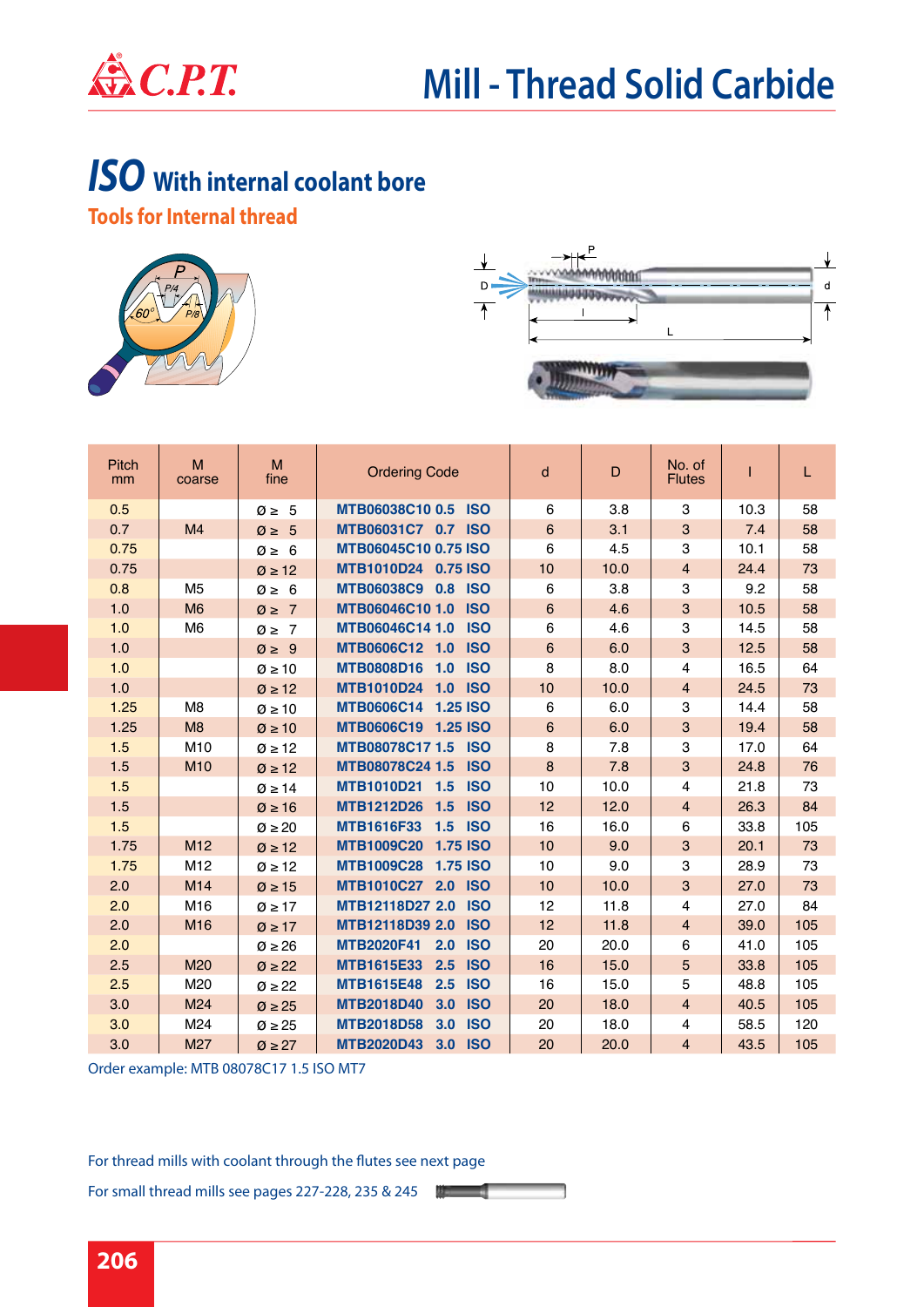# Mill - Thread Solid Carbide

## *ISO* With internal coolant bore

### Tools for Internal thread

| Pitch mm | M coarse | M fine | Ordering Code | d | D | No. of Flutes | l | L |
|---|---|---|---|---|---|---|---|---|
| 0.5 | | Ø ≥ 5 | MTB06038C10 0.5 ISO | 6 | 3.8 | 3 | 10.3 | 58 |
| 0.7 | M4 | Ø ≥ 5 | MTB06031C7 0.7 ISO | 6 | 3.1 | 3 | 7.4 | 58 |
| 0.75 | | Ø ≥ 6 | MTB06045C10 0.75 ISO | 6 | 4.5 | 3 | 10.1 | 58 |
| 0.75 | | Ø ≥ 12 | MTB1010D24 0.75 ISO | 10 | 10.0 | 4 | 24.4 | 73 |
| 0.8 | M5 | Ø ≥ 6 | MTB06038C9 0.8 ISO | 6 | 3.8 | 3 | 9.2 | 58 |
| 1.0 | M6 | Ø ≥ 7 | MTB06046C10 1.0 ISO | 6 | 4.6 | 3 | 10.5 | 58 |
| 1.0 | M6 | Ø ≥ 7 | MTB06046C14 1.0 ISO | 6 | 4.6 | 3 | 14.5 | 58 |
| 1.0 | | Ø ≥ 9 | MTB0606C12 1.0 ISO | 6 | 6.0 | 3 | 12.5 | 58 |
| 1.0 | | Ø ≥ 10 | MTB0808D16 1.0 ISO | 8 | 8.0 | 4 | 16.5 | 64 |
| 1.0 | | Ø ≥ 12 | MTB1010D24 1.0 ISO | 10 | 10.0 | 4 | 24.5 | 73 |
| 1.25 | M8 | Ø ≥ 10 | MTB0606C14 1.25 ISO | 6 | 6.0 | 3 | 14.4 | 58 |
| 1.25 | M8 | Ø ≥ 10 | MTB0606C19 1.25 ISO | 6 | 6.0 | 3 | 19.4 | 58 |
| 1.5 | M10 | Ø ≥ 12 | MTB08078C17 1.5 ISO | 8 | 7.8 | 3 | 17.0 | 64 |
| 1.5 | M10 | Ø ≥ 12 | MTB08078C24 1.5 ISO | 8 | 7.8 | 3 | 24.8 | 76 |
| 1.5 | | Ø ≥ 14 | MTB1010D21 1.5 ISO | 10 | 10.0 | 4 | 21.8 | 73 |
| 1.5 | | Ø ≥ 16 | MTB1212D26 1.5 ISO | 12 | 12.0 | 4 | 26.3 | 84 |
| 1.5 | | Ø ≥ 20 | MTB1616F33 1.5 ISO | 16 | 16.0 | 6 | 33.8 | 105 |
| 1.75 | M12 | Ø ≥ 12 | MTB1009C20 1.75 ISO | 10 | 9.0 | 3 | 20.1 | 73 |
| 1.75 | M12 | Ø ≥ 12 | MTB1009C28 1.75 ISO | 10 | 9.0 | 3 | 28.9 | 73 |
| 2.0 | M14 | Ø ≥ 15 | MTB1010C27 2.0 ISO | 10 | 10.0 | 3 | 27.0 | 73 |
| 2.0 | M16 | Ø ≥ 17 | MTB12118D27 2.0 ISO | 12 | 11.8 | 4 | 27.0 | 84 |
| 2.0 | M16 | Ø ≥ 17 | MTB12118D39 2.0 ISO | 12 | 11.8 | 4 | 39.0 | 105 |
| 2.0 | | Ø ≥ 26 | MTB2020F41 2.0 ISO | 20 | 20.0 | 6 | 41.0 | 105 |
| 2.5 | M20 | Ø ≥ 22 | MTB1615E33 2.5 ISO | 16 | 15.0 | 5 | 33.8 | 105 |
| 2.5 | M20 | Ø ≥ 22 | MTB1615E48 2.5 ISO | 16 | 15.0 | 5 | 48.8 | 105 |
| 3.0 | M24 | Ø ≥ 25 | MTB2018D40 3.0 ISO | 20 | 18.0 | 4 | 40.5 | 105 |
| 3.0 | M24 | Ø ≥ 25 | MTB2018D58 3.0 ISO | 20 | 18.0 | 4 | 58.5 | 120 |
| 3.0 | M27 | Ø ≥ 27 | MTB2020D43 3.0 ISO | 20 | 20.0 | 4 | 43.5 | 105 |

Order example: MTB 08078C17 1.5 ISO MT7

For thread mills with coolant through the flutes see next page

For small thread mills see pages 227-228, 235 & 245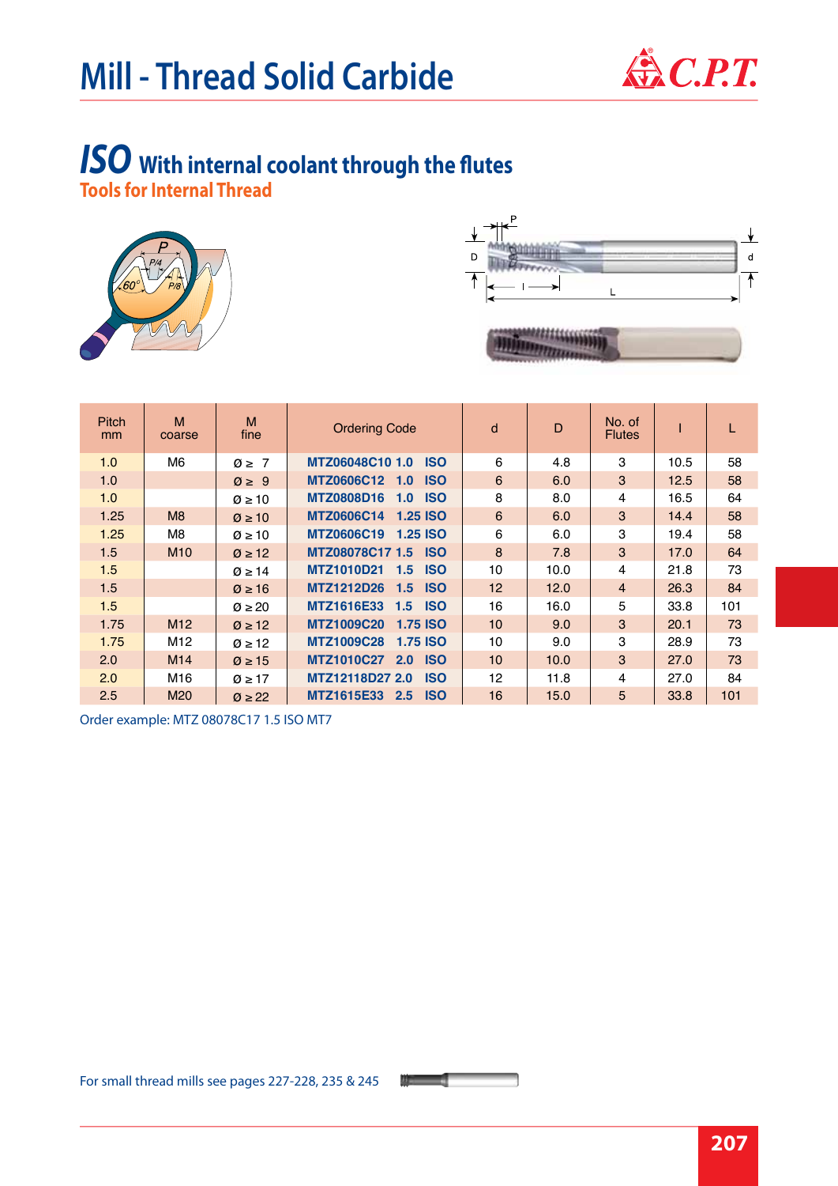# Mill - Thread Solid Carbide

## ISO With internal coolant through the flutes

### Tools for Internal Thread

| Pitch mm | M coarse | M fine | Ordering Code | d | D | No. of Flutes | l | L |
|---|---|---|---|---|---|---|---|---|
| 1.0 | M6 | Ø ≥ 7 | MTZ06048C10 1.0 ISO | 6 | 4.8 | 3 | 10.5 | 58 |
| 1.0 | | Ø ≥ 9 | MTZ0606C12 1.0 ISO | 6 | 6.0 | 3 | 12.5 | 58 |
| 1.0 | | Ø ≥ 10 | MTZ0808D16 1.0 ISO | 8 | 8.0 | 4 | 16.5 | 64 |
| 1.25 | M8 | Ø ≥ 10 | MTZ0606C14 1.25 ISO | 6 | 6.0 | 3 | 14.4 | 58 |
| 1.25 | M8 | Ø ≥ 10 | MTZ0606C19 1.25 ISO | 6 | 6.0 | 3 | 19.4 | 58 |
| 1.5 | M10 | Ø ≥ 12 | MTZ08078C17 1.5 ISO | 8 | 7.8 | 3 | 17.0 | 64 |
| 1.5 | | Ø ≥ 14 | MTZ1010D21 1.5 ISO | 10 | 10.0 | 4 | 21.8 | 73 |
| 1.5 | | Ø ≥ 16 | MTZ1212D26 1.5 ISO | 12 | 12.0 | 4 | 26.3 | 84 |
| 1.5 | | Ø ≥ 20 | MTZ1616E33 1.5 ISO | 16 | 16.0 | 5 | 33.8 | 101 |
| 1.75 | M12 | Ø ≥ 12 | MTZ1009C20 1.75 ISO | 10 | 9.0 | 3 | 20.1 | 73 |
| 1.75 | M12 | Ø ≥ 12 | MTZ1009C28 1.75 ISO | 10 | 9.0 | 3 | 28.9 | 73 |
| 2.0 | M14 | Ø ≥ 15 | MTZ1010C27 2.0 ISO | 10 | 10.0 | 3 | 27.0 | 73 |
| 2.0 | M16 | Ø ≥ 17 | MTZ12118D27 2.0 ISO | 12 | 11.8 | 4 | 27.0 | 84 |
| 2.5 | M20 | Ø ≥ 22 | MTZ1615E33 2.5 ISO | 16 | 15.0 | 5 | 33.8 | 101 |

Order example: MTZ 08078C17 1.5 ISO MT7

For small thread mills see pages 227-228, 235 & 245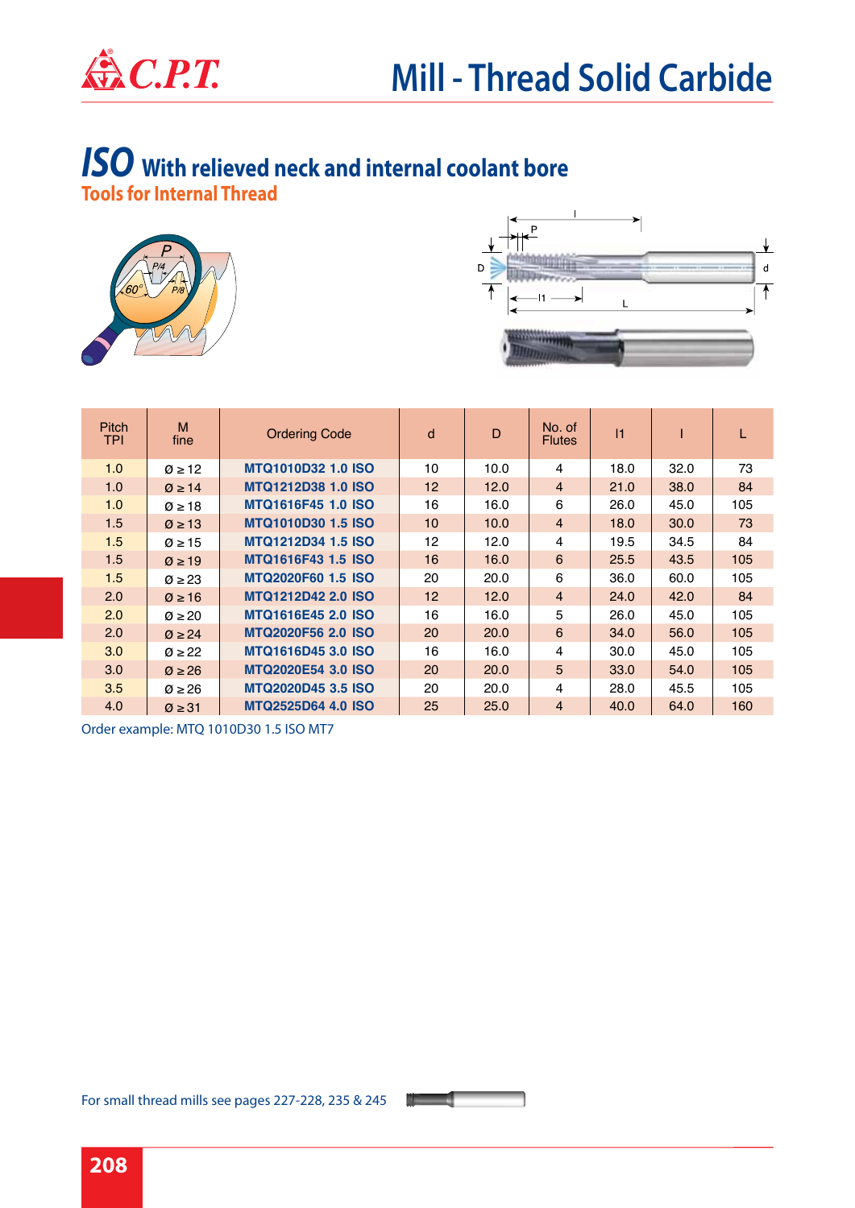# Mill - Thread Solid Carbide

## ISO With relieved neck and internal coolant bore

### Tools for Internal Thread

| Pitch TPI | M fine | Ordering Code | d | D | No. of Flutes | l1 | l | L |
|---|---|---|---|---|---|---|---|---|
| 1.0 | Ø ≥ 12 | MTQ1010D32 1.0 ISO | 10 | 10.0 | 4 | 18.0 | 32.0 | 73 |
| 1.0 | Ø ≥ 14 | MTQ1212D38 1.0 ISO | 12 | 12.0 | 4 | 21.0 | 38.0 | 84 |
| 1.0 | Ø ≥ 18 | MTQ1616F45 1.0 ISO | 16 | 16.0 | 6 | 26.0 | 45.0 | 105 |
| 1.5 | Ø ≥ 13 | MTQ1010D30 1.5 ISO | 10 | 10.0 | 4 | 18.0 | 30.0 | 73 |
| 1.5 | Ø ≥ 15 | MTQ1212D34 1.5 ISO | 12 | 12.0 | 4 | 19.5 | 34.5 | 84 |
| 1.5 | Ø ≥ 19 | MTQ1616F43 1.5 ISO | 16 | 16.0 | 6 | 25.5 | 43.5 | 105 |
| 1.5 | Ø ≥ 23 | MTQ2020F60 1.5 ISO | 20 | 20.0 | 6 | 36.0 | 60.0 | 105 |
| 2.0 | Ø ≥ 16 | MTQ1212D42 2.0 ISO | 12 | 12.0 | 4 | 24.0 | 42.0 | 84 |
| 2.0 | Ø ≥ 20 | MTQ1616E45 2.0 ISO | 16 | 16.0 | 5 | 26.0 | 45.0 | 105 |
| 2.0 | Ø ≥ 24 | MTQ2020F56 2.0 ISO | 20 | 20.0 | 6 | 34.0 | 56.0 | 105 |
| 3.0 | Ø ≥ 22 | MTQ1616D45 3.0 ISO | 16 | 16.0 | 4 | 30.0 | 45.0 | 105 |
| 3.0 | Ø ≥ 26 | MTQ2020E54 3.0 ISO | 20 | 20.0 | 5 | 33.0 | 54.0 | 105 |
| 3.5 | Ø ≥ 26 | MTQ2020D45 3.5 ISO | 20 | 20.0 | 4 | 28.0 | 45.5 | 105 |
| 4.0 | Ø ≥ 31 | MTQ2525D64 4.0 ISO | 25 | 25.0 | 4 | 40.0 | 64.0 | 160 |

Order example: MTQ 1010D30 1.5 ISO MT7

For small thread mills see pages 227-228, 235 & 245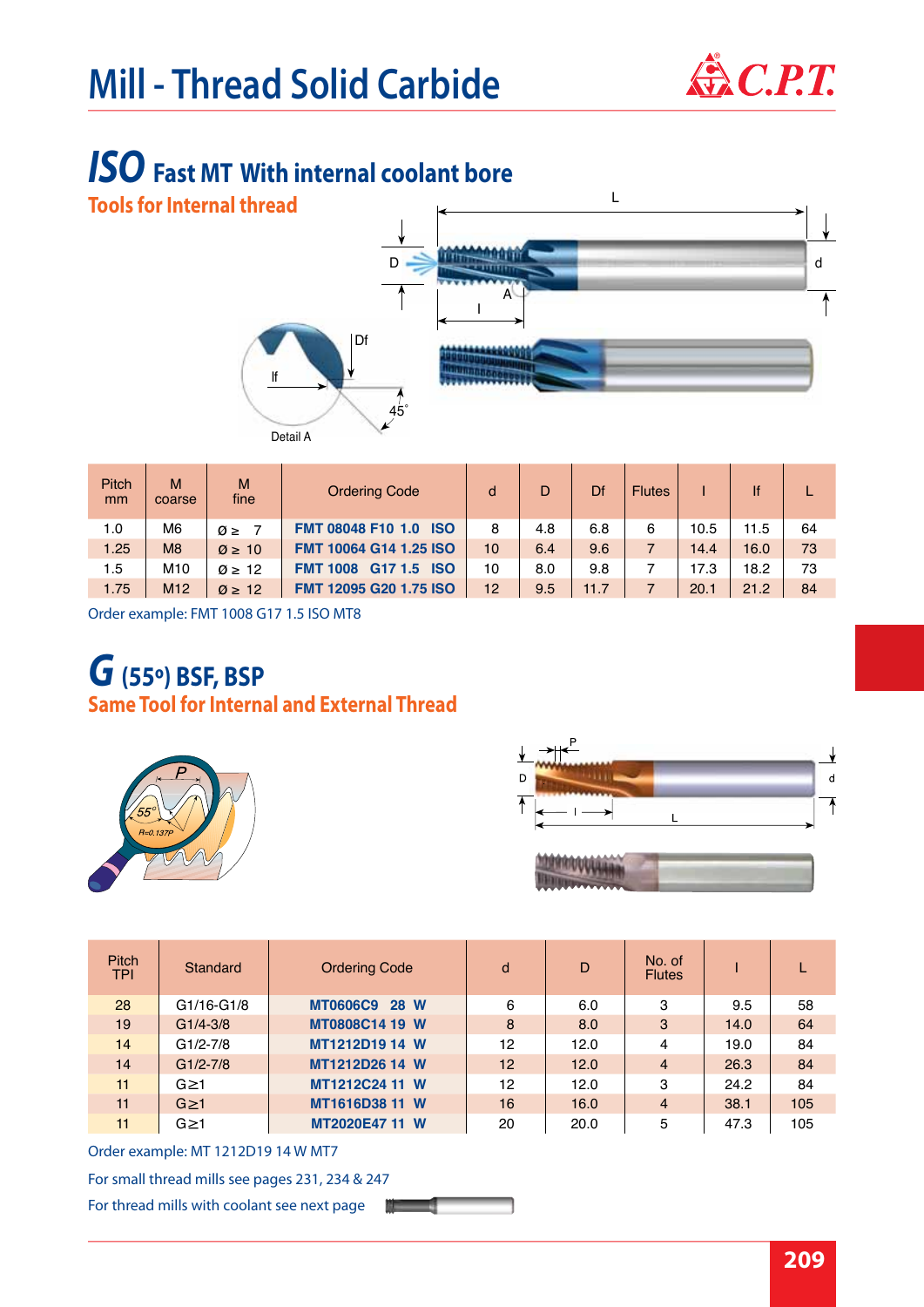# Mill - Thread Solid Carbide

## ISO Fast MT With internal coolant bore

### Tools for Internal thread

| Pitch mm | M coarse | M fine | Ordering Code | d | D | Df | Flutes | l | lf | L |
|---|---|---|---|---|---|---|---|---|---|---|
| 1.0 | M6 | Ø ≥ 7 | **FMT 08048 F10 1.0 ISO** | 8 | 4.8 | 6.8 | 6 | 10.5 | 11.5 | 64 |
| 1.25 | M8 | Ø ≥ 10 | **FMT 10064 G14 1.25 ISO** | 10 | 6.4 | 9.6 | 7 | 14.4 | 16.0 | 73 |
| 1.5 | M10 | Ø ≥ 12 | **FMT 1008 G17 1.5 ISO** | 10 | 8.0 | 9.8 | 7 | 17.3 | 18.2 | 73 |
| 1.75 | M12 | Ø ≥ 12 | **FMT 12095 G20 1.75 ISO** | 12 | 9.5 | 11.7 | 7 | 20.1 | 21.2 | 84 |

Order example: FMT 1008 G17 1.5 ISO MT8

## G (55°) BSF, BSP

### Same Tool for Internal and External Thread

| Pitch TPI | Standard | Ordering Code | d | D | No. of Flutes | l | L |
|---|---|---|---|---|---|---|---|
| 28 | G1/16-G1/8 | **MT0606C9 28 W** | 6 | 6.0 | 3 | 9.5 | 58 |
| 19 | G1/4-3/8 | **MT0808C14 19 W** | 8 | 8.0 | 3 | 14.0 | 64 |
| 14 | G1/2-7/8 | **MT1212D19 14 W** | 12 | 12.0 | 4 | 19.0 | 84 |
| 14 | G1/2-7/8 | **MT1212D26 14 W** | 12 | 12.0 | 4 | 26.3 | 84 |
| 11 | G≥1 | **MT1212C24 11 W** | 12 | 12.0 | 3 | 24.2 | 84 |
| 11 | G≥1 | **MT1616D38 11 W** | 16 | 16.0 | 4 | 38.1 | 105 |
| 11 | G≥1 | **MT2020E47 11 W** | 20 | 20.0 | 5 | 47.3 | 105 |

Order example: MT 1212D19 14 W MT7

For small thread mills see pages 231, 234 & 247

For thread mills with coolant see next page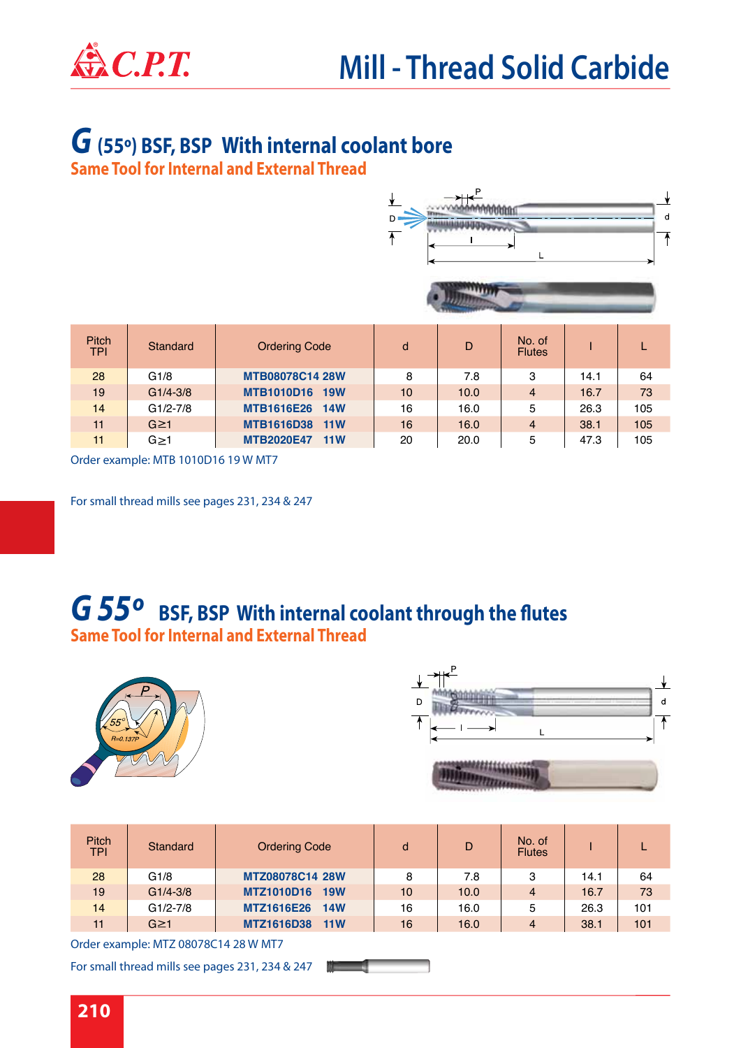# Mill - Thread Solid Carbide

## G (55°) BSF, BSP With internal coolant bore

### Same Tool for Internal and External Thread

| Pitch TPI | Standard | Ordering Code | d | D | No. of Flutes | l | L |
|---|---|---|---|---|---|---|---|
| 28 | G1/8 | **MTB08078C14 28W** | 8 | 7.8 | 3 | 14.1 | 64 |
| 19 | G1/4-3/8 | **MTB1010D16 19W** | 10 | 10.0 | 4 | 16.7 | 73 |
| 14 | G1/2-7/8 | **MTB1616E26 14W** | 16 | 16.0 | 5 | 26.3 | 105 |
| 11 | G≥1 | **MTB1616D38 11W** | 16 | 16.0 | 4 | 38.1 | 105 |
| 11 | G≥1 | **MTB2020E47 11W** | 20 | 20.0 | 5 | 47.3 | 105 |

Order example: MTB 1010D16 19 W MT7

For small thread mills see pages 231, 234 & 247

## G 55° BSF, BSP With internal coolant through the flutes

### Same Tool for Internal and External Thread

| Pitch TPI | Standard | Ordering Code | d | D | No. of Flutes | l | L |
|---|---|---|---|---|---|---|---|
| 28 | G1/8 | **MTZ08078C14 28W** | 8 | 7.8 | 3 | 14.1 | 64 |
| 19 | G1/4-3/8 | **MTZ1010D16 19W** | 10 | 10.0 | 4 | 16.7 | 73 |
| 14 | G1/2-7/8 | **MTZ1616E26 14W** | 16 | 16.0 | 5 | 26.3 | 101 |
| 11 | G≥1 | **MTZ1616D38 11W** | 16 | 16.0 | 4 | 38.1 | 101 |

Order example: MTZ 08078C14 28 W MT7

For small thread mills see pages 231, 234 & 247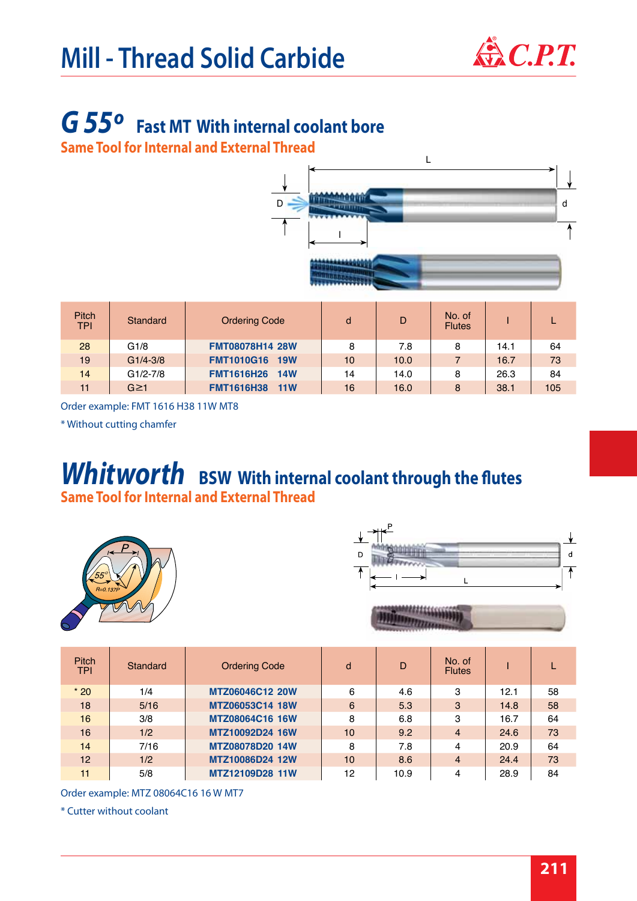# Mill - Thread Solid Carbide

## G 55° Fast MT With internal coolant bore

**Same Tool for Internal and External Thread**

| Pitch TPI | Standard | Ordering Code | d | D | No. of Flutes | l | L |
|---|---|---|---|---|---|---|---|
| 28 | G1/8 | **FMT08078H14 28W** | 8 | 7.8 | 8 | 14.1 | 64 |
| 19 | G1/4-3/8 | **FMT1010G16 19W** | 10 | 10.0 | 7 | 16.7 | 73 |
| 14 | G1/2-7/8 | **FMT1616H26 14W** | 14 | 14.0 | 8 | 26.3 | 84 |
| 11 | G≥1 | **FMT1616H38 11W** | 16 | 16.0 | 8 | 38.1 | 105 |

Order example: FMT 1616 H38 11W MT8

* Without cutting chamfer

## Whitworth BSW With internal coolant through the flutes

**Same Tool for Internal and External Thread**

| Pitch TPI | Standard | Ordering Code | d | D | No. of Flutes | l | L |
|---|---|---|---|---|---|---|---|
| * 20 | 1/4 | **MTZ06046C12 20W** | 6 | 4.6 | 3 | 12.1 | 58 |
| 18 | 5/16 | **MTZ06053C14 18W** | 6 | 5.3 | 3 | 14.8 | 58 |
| 16 | 3/8 | **MTZ08064C16 16W** | 8 | 6.8 | 3 | 16.7 | 64 |
| 16 | 1/2 | **MTZ10092D24 16W** | 10 | 9.2 | 4 | 24.6 | 73 |
| 14 | 7/16 | **MTZ08078D20 14W** | 8 | 7.8 | 4 | 20.9 | 64 |
| 12 | 1/2 | **MTZ10086D24 12W** | 10 | 8.6 | 4 | 24.4 | 73 |
| 11 | 5/8 | **MTZ12109D28 11W** | 12 | 10.9 | 4 | 28.9 | 84 |

Order example: MTZ 08064C16 16 W MT7

* Cutter without coolant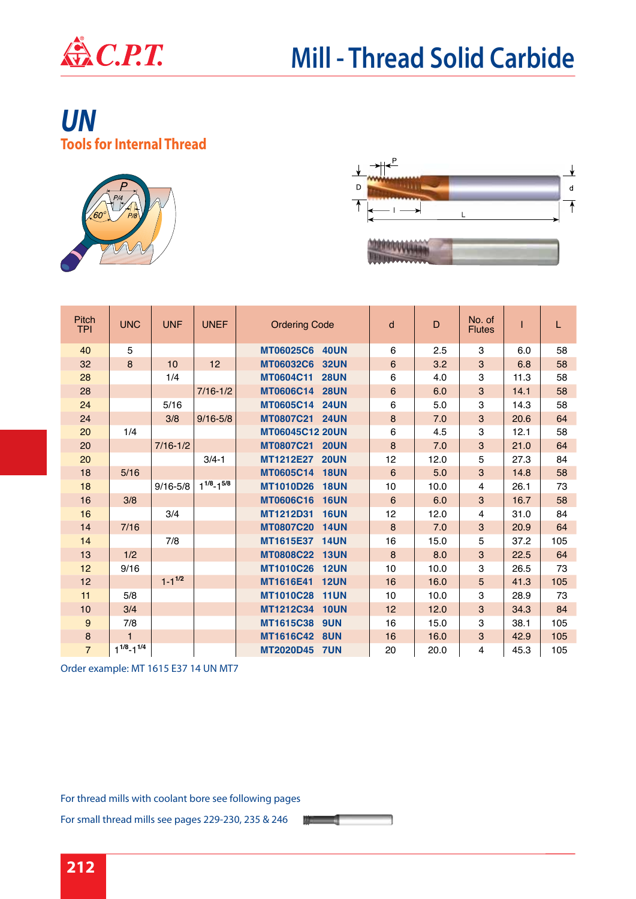# Mill - Thread Solid Carbide

## UN

### Tools for Internal Thread

| Pitch TPI | UNC | UNF | UNEF | Ordering Code | d | D | No. of Flutes | l | L |
|---|---|---|---|---|---|---|---|---|---|
| 40 | 5 | | | MT06025C6 40UN | 6 | 2.5 | 3 | 6.0 | 58 |
| 32 | 8 | 10 | 12 | MT06032C6 32UN | 6 | 3.2 | 3 | 6.8 | 58 |
| 28 | | 1/4 | | MT0604C11 28UN | 6 | 4.0 | 3 | 11.3 | 58 |
| 28 | | | 7/16-1/2 | MT0606C14 28UN | 6 | 6.0 | 3 | 14.1 | 58 |
| 24 | | 5/16 | | MT0605C14 24UN | 6 | 5.0 | 3 | 14.3 | 58 |
| 24 | | 3/8 | 9/16-5/8 | MT0807C21 24UN | 8 | 7.0 | 3 | 20.6 | 64 |
| 20 | 1/4 | | | MT06045C12 20UN | 6 | 4.5 | 3 | 12.1 | 58 |
| 20 | | 7/16-1/2 | | MT0807C21 20UN | 8 | 7.0 | 3 | 21.0 | 64 |
| 20 | | | 3/4-1 | MT1212E27 20UN | 12 | 12.0 | 5 | 27.3 | 84 |
| 18 | 5/16 | | | MT0605C14 18UN | 6 | 5.0 | 3 | 14.8 | 58 |
| 18 | | 9/16-5/8 | 1 1/8-1 5/8 | MT1010D26 18UN | 10 | 10.0 | 4 | 26.1 | 73 |
| 16 | 3/8 | | | MT0606C16 16UN | 6 | 6.0 | 3 | 16.7 | 58 |
| 16 | | 3/4 | | MT1212D31 16UN | 12 | 12.0 | 4 | 31.0 | 84 |
| 14 | 7/16 | | | MT0807C20 14UN | 8 | 7.0 | 3 | 20.9 | 64 |
| 14 | | 7/8 | | MT1615E37 14UN | 16 | 15.0 | 5 | 37.2 | 105 |
| 13 | 1/2 | | | MT0808C22 13UN | 8 | 8.0 | 3 | 22.5 | 64 |
| 12 | 9/16 | | | MT1010C26 12UN | 10 | 10.0 | 3 | 26.5 | 73 |
| 12 | | 1-1 1/2 | | MT1616E41 12UN | 16 | 16.0 | 5 | 41.3 | 105 |
| 11 | 5/8 | | | MT1010C28 11UN | 10 | 10.0 | 3 | 28.9 | 73 |
| 10 | 3/4 | | | MT1212C34 10UN | 12 | 12.0 | 3 | 34.3 | 84 |
| 9 | 7/8 | | | MT1615C38 9UN | 16 | 15.0 | 3 | 38.1 | 105 |
| 8 | 1 | | | MT1616C42 8UN | 16 | 16.0 | 3 | 42.9 | 105 |
| 7 | 1 1/8-1 1/4 | | | MT2020D45 7UN | 20 | 20.0 | 4 | 45.3 | 105 |

Order example: MT 1615 E37 14 UN MT7

For thread mills with coolant bore see following pages

For small thread mills see pages 229-230, 235 & 246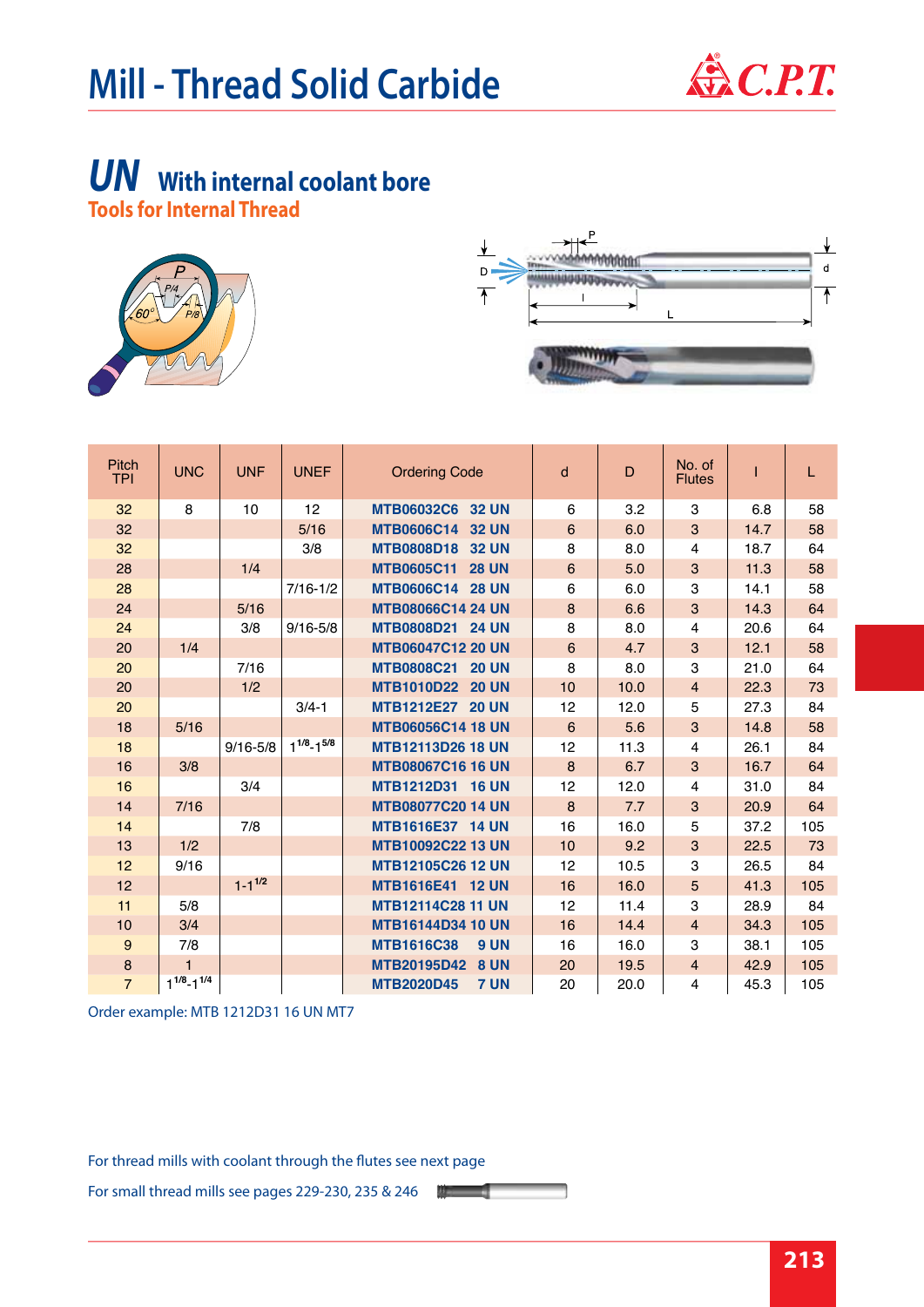# Mill - Thread Solid Carbide

## UN With internal coolant bore

### Tools for Internal Thread

| Pitch TPI | UNC | UNF | UNEF | Ordering Code | d | D | No. of Flutes | l | L |
|---|---|---|---|---|---|---|---|---|---|
| 32 | 8 | 10 | 12 | MTB06032C6 32 UN | 6 | 3.2 | 3 | 6.8 | 58 |
| 32 | | | 5/16 | MTB0606C14 32 UN | 6 | 6.0 | 3 | 14.7 | 58 |
| 32 | | | 3/8 | MTB0808D18 32 UN | 8 | 8.0 | 4 | 18.7 | 64 |
| 28 | | 1/4 | | MTB0605C11 28 UN | 6 | 5.0 | 3 | 11.3 | 58 |
| 28 | | | 7/16-1/2 | MTB0606C14 28 UN | 6 | 6.0 | 3 | 14.1 | 58 |
| 24 | | 5/16 | | MTB08066C14 24 UN | 8 | 6.6 | 3 | 14.3 | 64 |
| 24 | | 3/8 | 9/16-5/8 | MTB0808D21 24 UN | 8 | 8.0 | 4 | 20.6 | 64 |
| 20 | 1/4 | | | MTB06047C12 20 UN | 6 | 4.7 | 3 | 12.1 | 58 |
| 20 | | 7/16 | | MTB0808C21 20 UN | 8 | 8.0 | 3 | 21.0 | 64 |
| 20 | | 1/2 | | MTB1010D22 20 UN | 10 | 10.0 | 4 | 22.3 | 73 |
| 20 | | | 3/4-1 | MTB1212E27 20 UN | 12 | 12.0 | 5 | 27.3 | 84 |
| 18 | 5/16 | | | MTB06056C14 18 UN | 6 | 5.6 | 3 | 14.8 | 58 |
| 18 | | 9/16-5/8 | 1 1/8-1 5/8 | MTB12113D26 18 UN | 12 | 11.3 | 4 | 26.1 | 84 |
| 16 | 3/8 | | | MTB08067C16 16 UN | 8 | 6.7 | 3 | 16.7 | 64 |
| 16 | | 3/4 | | MTB1212D31 16 UN | 12 | 12.0 | 4 | 31.0 | 84 |
| 14 | 7/16 | | | MTB08077C20 14 UN | 8 | 7.7 | 3 | 20.9 | 64 |
| 14 | | 7/8 | | MTB1616E37 14 UN | 16 | 16.0 | 5 | 37.2 | 105 |
| 13 | 1/2 | | | MTB10092C22 13 UN | 10 | 9.2 | 3 | 22.5 | 73 |
| 12 | 9/16 | | | MTB12105C26 12 UN | 12 | 10.5 | 3 | 26.5 | 84 |
| 12 | | 1-1 1/2 | | MTB1616E41 12 UN | 16 | 16.0 | 5 | 41.3 | 105 |
| 11 | 5/8 | | | MTB12114C28 11 UN | 12 | 11.4 | 3 | 28.9 | 84 |
| 10 | 3/4 | | | MTB16144D34 10 UN | 16 | 14.4 | 4 | 34.3 | 105 |
| 9 | 7/8 | | | MTB1616C38 9 UN | 16 | 16.0 | 3 | 38.1 | 105 |
| 8 | 1 | | | MTB20195D42 8 UN | 20 | 19.5 | 4 | 42.9 | 105 |
| 7 | 1 1/8-1 1/4 | | | MTB2020D45 7 UN | 20 | 20.0 | 4 | 45.3 | 105 |

Order example: MTB 1212D31 16 UN MT7

For thread mills with coolant through the flutes see next page

For small thread mills see pages 229-230, 235 & 246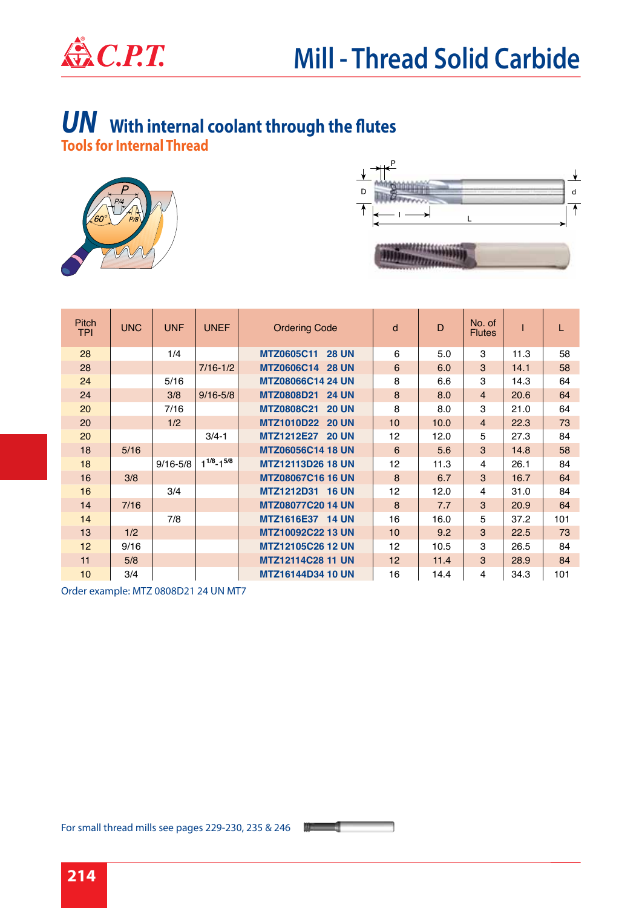# Mill - Thread Solid Carbide

## UN With internal coolant through the flutes

### Tools for Internal Thread

| Pitch TPI | UNC | UNF | UNEF | Ordering Code | d | D | No. of Flutes | l | L |
|---|---|---|---|---|---|---|---|---|---|
| 28 | | 1/4 | | MTZ0605C11 28 UN | 6 | 5.0 | 3 | 11.3 | 58 |
| 28 | | | 7/16-1/2 | MTZ0606C14 28 UN | 6 | 6.0 | 3 | 14.1 | 58 |
| 24 | | 5/16 | | MTZ08066C14 24 UN | 8 | 6.6 | 3 | 14.3 | 64 |
| 24 | | 3/8 | 9/16-5/8 | MTZ0808D21 24 UN | 8 | 8.0 | 4 | 20.6 | 64 |
| 20 | | 7/16 | | MTZ0808C21 20 UN | 8 | 8.0 | 3 | 21.0 | 64 |
| 20 | | 1/2 | | MTZ1010D22 20 UN | 10 | 10.0 | 4 | 22.3 | 73 |
| 20 | | | 3/4-1 | MTZ1212E27 20 UN | 12 | 12.0 | 5 | 27.3 | 84 |
| 18 | 5/16 | | | MTZ06056C14 18 UN | 6 | 5.6 | 3 | 14.8 | 58 |
| 18 | | 9/16-5/8 | 1 1/8-1 5/8 | MTZ12113D26 18 UN | 12 | 11.3 | 4 | 26.1 | 84 |
| 16 | 3/8 | | | MTZ08067C16 16 UN | 8 | 6.7 | 3 | 16.7 | 64 |
| 16 | | 3/4 | | MTZ1212D31 16 UN | 12 | 12.0 | 4 | 31.0 | 84 |
| 14 | 7/16 | | | MTZ08077C20 14 UN | 8 | 7.7 | 3 | 20.9 | 64 |
| 14 | | 7/8 | | MTZ1616E37 14 UN | 16 | 16.0 | 5 | 37.2 | 101 |
| 13 | 1/2 | | | MTZ10092C22 13 UN | 10 | 9.2 | 3 | 22.5 | 73 |
| 12 | 9/16 | | | MTZ12105C26 12 UN | 12 | 10.5 | 3 | 26.5 | 84 |
| 11 | 5/8 | | | MTZ12114C28 11 UN | 12 | 11.4 | 3 | 28.9 | 84 |
| 10 | 3/4 | | | MTZ16144D34 10 UN | 16 | 14.4 | 4 | 34.3 | 101 |

Order example: MTZ 0808D21 24 UN MT7

For small thread mills see pages 229-230, 235 & 246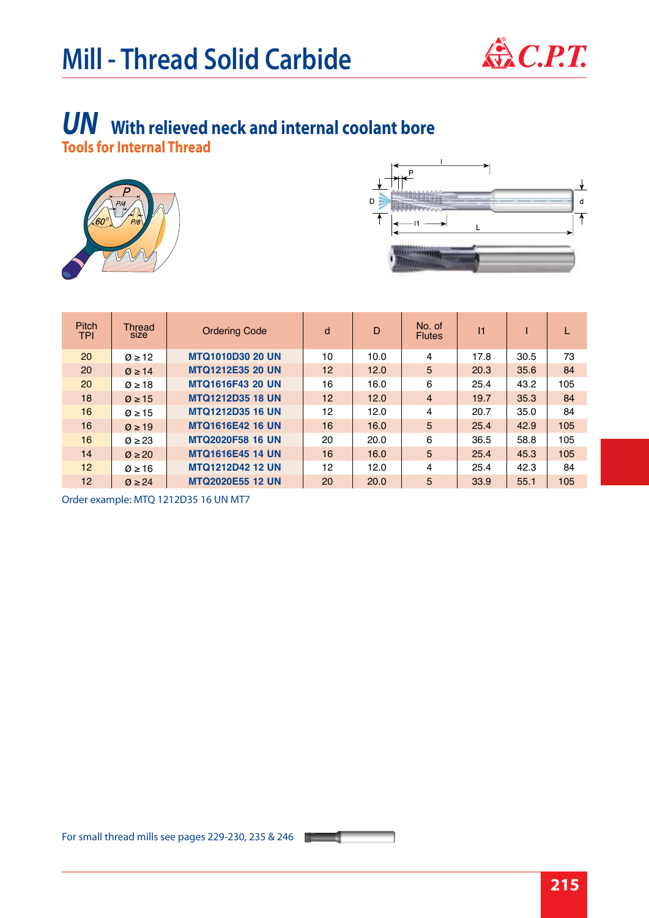# Mill - Thread Solid Carbide

## UN With relieved neck and internal coolant bore

### Tools for Internal Thread

| Pitch TPI | Thread size | Ordering Code | d | D | No. of Flutes | l1 | l | L |
|---|---|---|---|---|---|---|---|---|
| 20 | Ø ≥ 12 | **MTQ1010D30 20 UN** | 10 | 10.0 | 4 | 17.8 | 30.5 | 73 |
| 20 | Ø ≥ 14 | **MTQ1212E35 20 UN** | 12 | 12.0 | 5 | 20.3 | 35.6 | 84 |
| 20 | Ø ≥ 18 | **MTQ1616F43 20 UN** | 16 | 16.0 | 6 | 25.4 | 43.2 | 105 |
| 18 | Ø ≥ 15 | **MTQ1212D35 18 UN** | 12 | 12.0 | 4 | 19.7 | 35.3 | 84 |
| 16 | Ø ≥ 15 | **MTQ1212D35 16 UN** | 12 | 12.0 | 4 | 20.7 | 35.0 | 84 |
| 16 | Ø ≥ 19 | **MTQ1616E42 16 UN** | 16 | 16.0 | 5 | 25.4 | 42.9 | 105 |
| 16 | Ø ≥ 23 | **MTQ2020F58 16 UN** | 20 | 20.0 | 6 | 36.5 | 58.8 | 105 |
| 14 | Ø ≥ 20 | **MTQ1616E45 14 UN** | 16 | 16.0 | 5 | 25.4 | 45.3 | 105 |
| 12 | Ø ≥ 16 | **MTQ1212D42 12 UN** | 12 | 12.0 | 4 | 25.4 | 42.3 | 84 |
| 12 | Ø ≥ 24 | **MTQ2020E55 12 UN** | 20 | 20.0 | 5 | 33.9 | 55.1 | 105 |

Order example: MTQ 1212D35 16 UN MT7

For small thread mills see pages 229-230, 235 & 246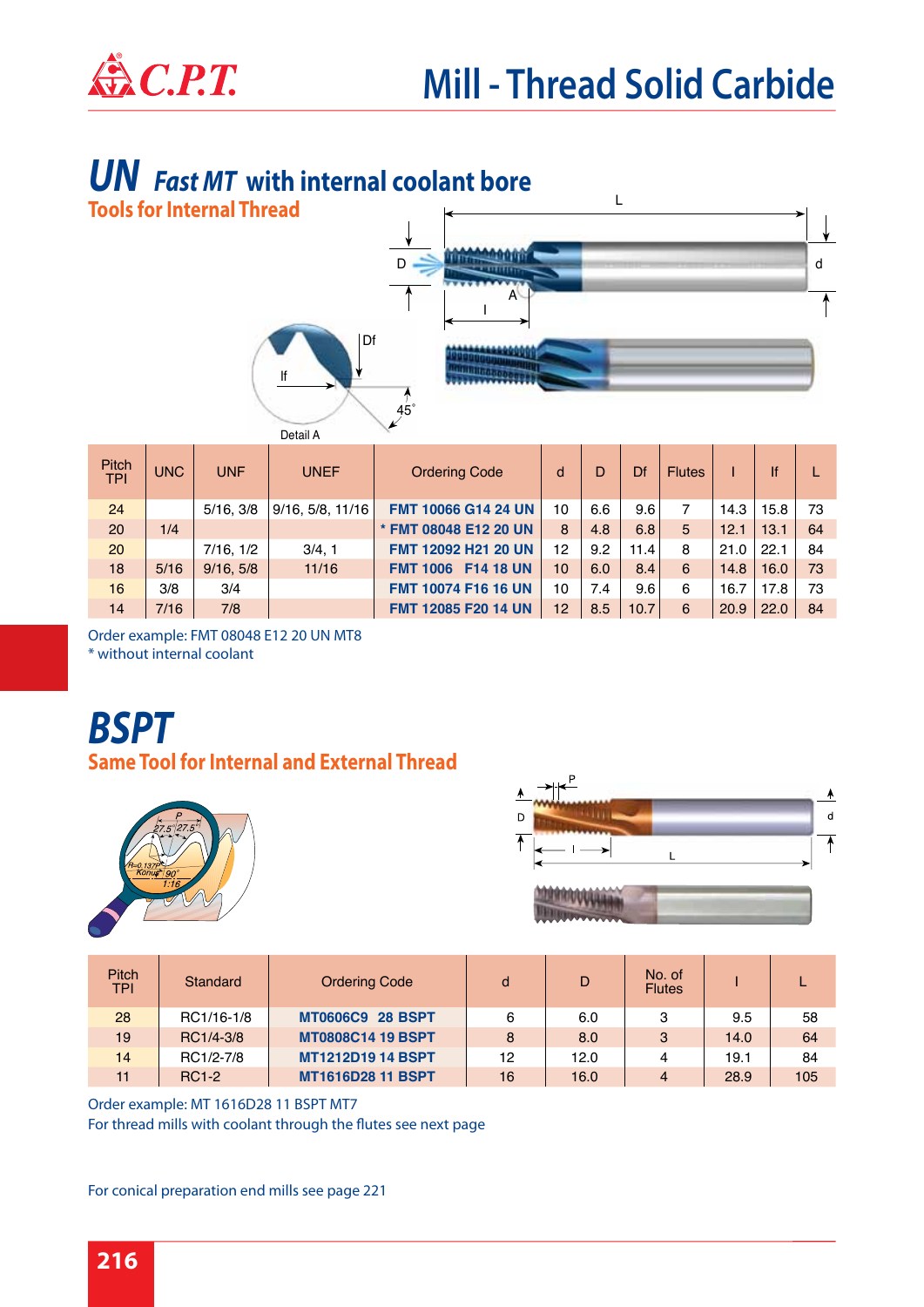# Mill - Thread Solid Carbide

## UN *Fast MT* with internal coolant bore

### Tools for Internal Thread

| Pitch TPI | UNC | UNF | UNEF | Ordering Code | d | D | Df | Flutes | l | lf | L |
|---|---|---|---|---|---|---|---|---|---|---|---|
| 24 | | 5/16, 3/8 | 9/16, 5/8, 11/16 | **FMT 10066 G14 24 UN** | 10 | 6.6 | 9.6 | 7 | 14.3 | 15.8 | 73 |
| 20 | 1/4 | | | * **FMT 08048 E12 20 UN** | 8 | 4.8 | 6.8 | 5 | 12.1 | 13.1 | 64 |
| 20 | | 7/16, 1/2 | 3/4, 1 | **FMT 12092 H21 20 UN** | 12 | 9.2 | 11.4 | 8 | 21.0 | 22.1 | 84 |
| 18 | 5/16 | 9/16, 5/8 | 11/16 | **FMT 1006 F14 18 UN** | 10 | 6.0 | 8.4 | 6 | 14.8 | 16.0 | 73 |
| 16 | 3/8 | 3/4 | | **FMT 10074 F16 16 UN** | 10 | 7.4 | 9.6 | 6 | 16.7 | 17.8 | 73 |
| 14 | 7/16 | 7/8 | | **FMT 12085 F20 14 UN** | 12 | 8.5 | 10.7 | 6 | 20.9 | 22.0 | 84 |

Order example: FMT 08048 E12 20 UN MT8
* without internal coolant

## BSPT

### Same Tool for Internal and External Thread

| Pitch TPI | Standard | Ordering Code | d | D | No. of Flutes | l | L |
|---|---|---|---|---|---|---|---|
| 28 | RC1/16-1/8 | **MT0606C9 28 BSPT** | 6 | 6.0 | 3 | 9.5 | 58 |
| 19 | RC1/4-3/8 | **MT0808C14 19 BSPT** | 8 | 8.0 | 3 | 14.0 | 64 |
| 14 | RC1/2-7/8 | **MT1212D19 14 BSPT** | 12 | 12.0 | 4 | 19.1 | 84 |
| 11 | RC1-2 | **MT1616D28 11 BSPT** | 16 | 16.0 | 4 | 28.9 | 105 |

Order example: MT 1616D28 11 BSPT MT7
For thread mills with coolant through the flutes see next page

For conical preparation end mills see page 221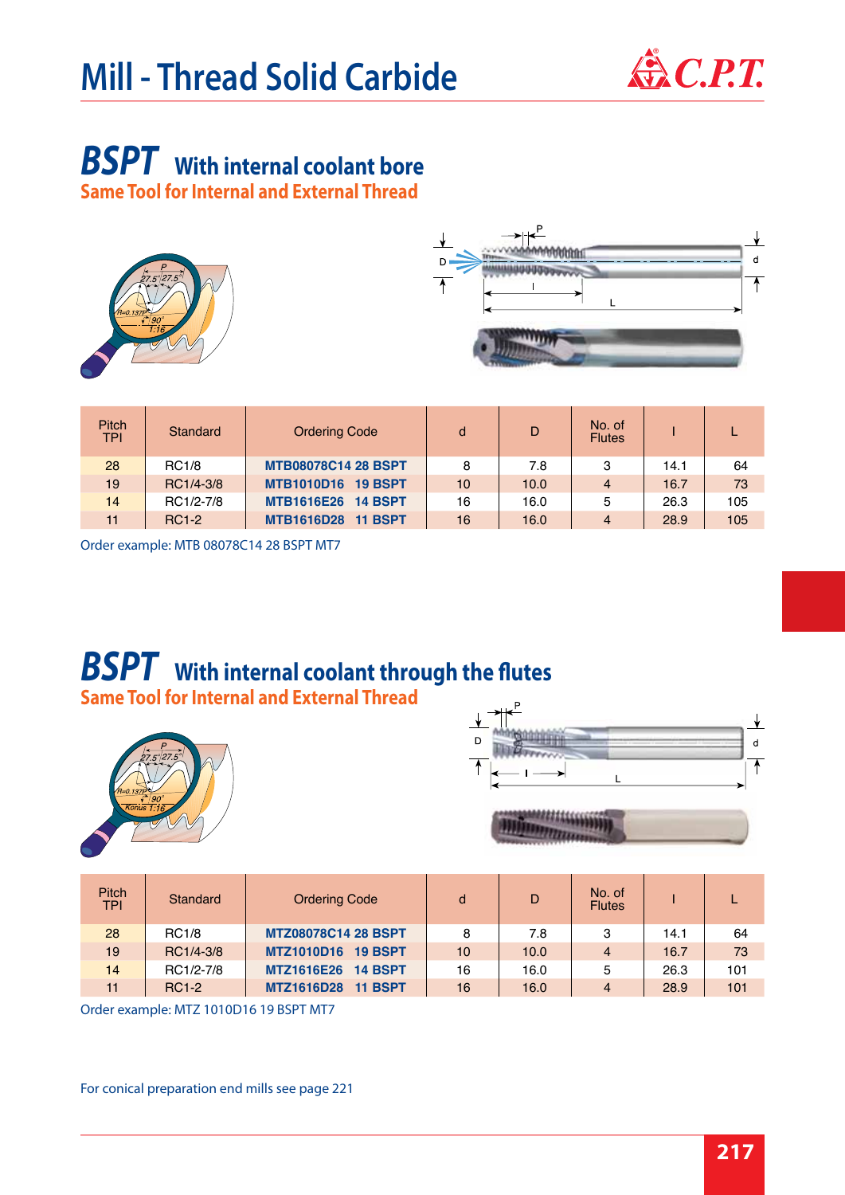# Mill - Thread Solid Carbide

## BSPT With internal coolant bore

### Same Tool for Internal and External Thread

| Pitch TPI | Standard | Ordering Code | d | D | No. of Flutes | l | L |
|---|---|---|---|---|---|---|---|
| 28 | RC1/8 | MTB08078C14 28 BSPT | 8 | 7.8 | 3 | 14.1 | 64 |
| 19 | RC1/4-3/8 | MTB1010D16 19 BSPT | 10 | 10.0 | 4 | 16.7 | 73 |
| 14 | RC1/2-7/8 | MTB1616E26 14 BSPT | 16 | 16.0 | 5 | 26.3 | 105 |
| 11 | RC1-2 | MTB1616D28 11 BSPT | 16 | 16.0 | 4 | 28.9 | 105 |

Order example: MTB 08078C14 28 BSPT MT7

## BSPT With internal coolant through the flutes

### Same Tool for Internal and External Thread

| Pitch TPI | Standard | Ordering Code | d | D | No. of Flutes | l | L |
|---|---|---|---|---|---|---|---|
| 28 | RC1/8 | MTZ08078C14 28 BSPT | 8 | 7.8 | 3 | 14.1 | 64 |
| 19 | RC1/4-3/8 | MTZ1010D16 19 BSPT | 10 | 10.0 | 4 | 16.7 | 73 |
| 14 | RC1/2-7/8 | MTZ1616E26 14 BSPT | 16 | 16.0 | 5 | 26.3 | 101 |
| 11 | RC1-2 | MTZ1616D28 11 BSPT | 16 | 16.0 | 4 | 28.9 | 101 |

Order example: MTZ 1010D16 19 BSPT MT7

For conical preparation end mills see page 221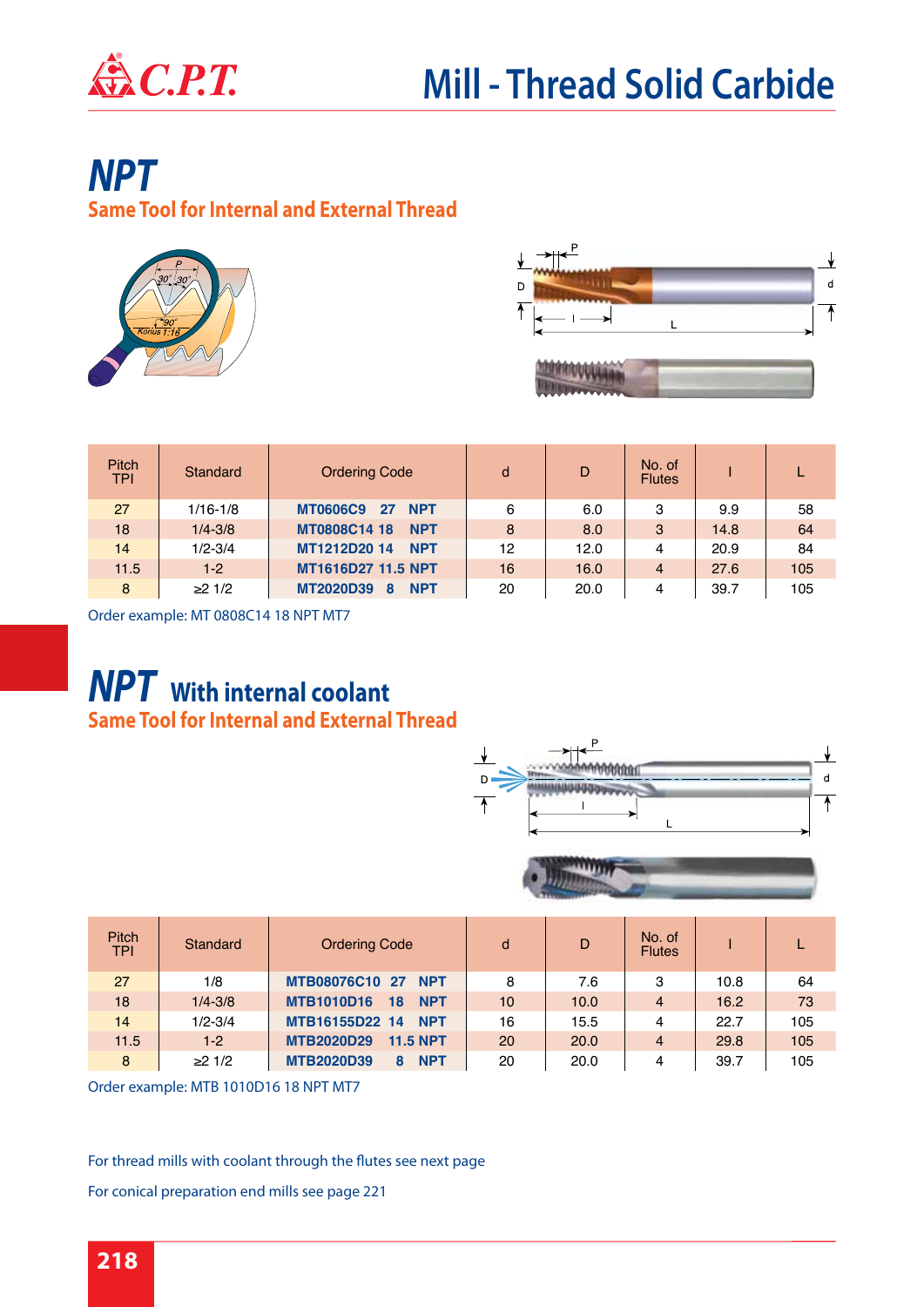# Mill - Thread Solid Carbide

## NPT

### Same Tool for Internal and External Thread

| Pitch TPI | Standard | Ordering Code | d | D | No. of Flutes | l | L |
|---|---|---|---|---|---|---|---|
| 27 | 1/16-1/8 | MT0606C9 27 NPT | 6 | 6.0 | 3 | 9.9 | 58 |
| 18 | 1/4-3/8 | MT0808C14 18 NPT | 8 | 8.0 | 3 | 14.8 | 64 |
| 14 | 1/2-3/4 | MT1212D20 14 NPT | 12 | 12.0 | 4 | 20.9 | 84 |
| 11.5 | 1-2 | MT1616D27 11.5 NPT | 16 | 16.0 | 4 | 27.6 | 105 |
| 8 | ≥2 1/2 | MT2020D39 8 NPT | 20 | 20.0 | 4 | 39.7 | 105 |

Order example: MT 0808C14 18 NPT MT7

## NPT With internal coolant

### Same Tool for Internal and External Thread

| Pitch TPI | Standard | Ordering Code | d | D | No. of Flutes | l | L |
|---|---|---|---|---|---|---|---|
| 27 | 1/8 | MTB08076C10 27 NPT | 8 | 7.6 | 3 | 10.8 | 64 |
| 18 | 1/4-3/8 | MTB1010D16 18 NPT | 10 | 10.0 | 4 | 16.2 | 73 |
| 14 | 1/2-3/4 | MTB16155D22 14 NPT | 16 | 15.5 | 4 | 22.7 | 105 |
| 11.5 | 1-2 | MTB2020D29 11.5 NPT | 20 | 20.0 | 4 | 29.8 | 105 |
| 8 | ≥2 1/2 | MTB2020D39 8 NPT | 20 | 20.0 | 4 | 39.7 | 105 |

Order example: MTB 1010D16 18 NPT MT7

For thread mills with coolant through the flutes see next page

For conical preparation end mills see page 221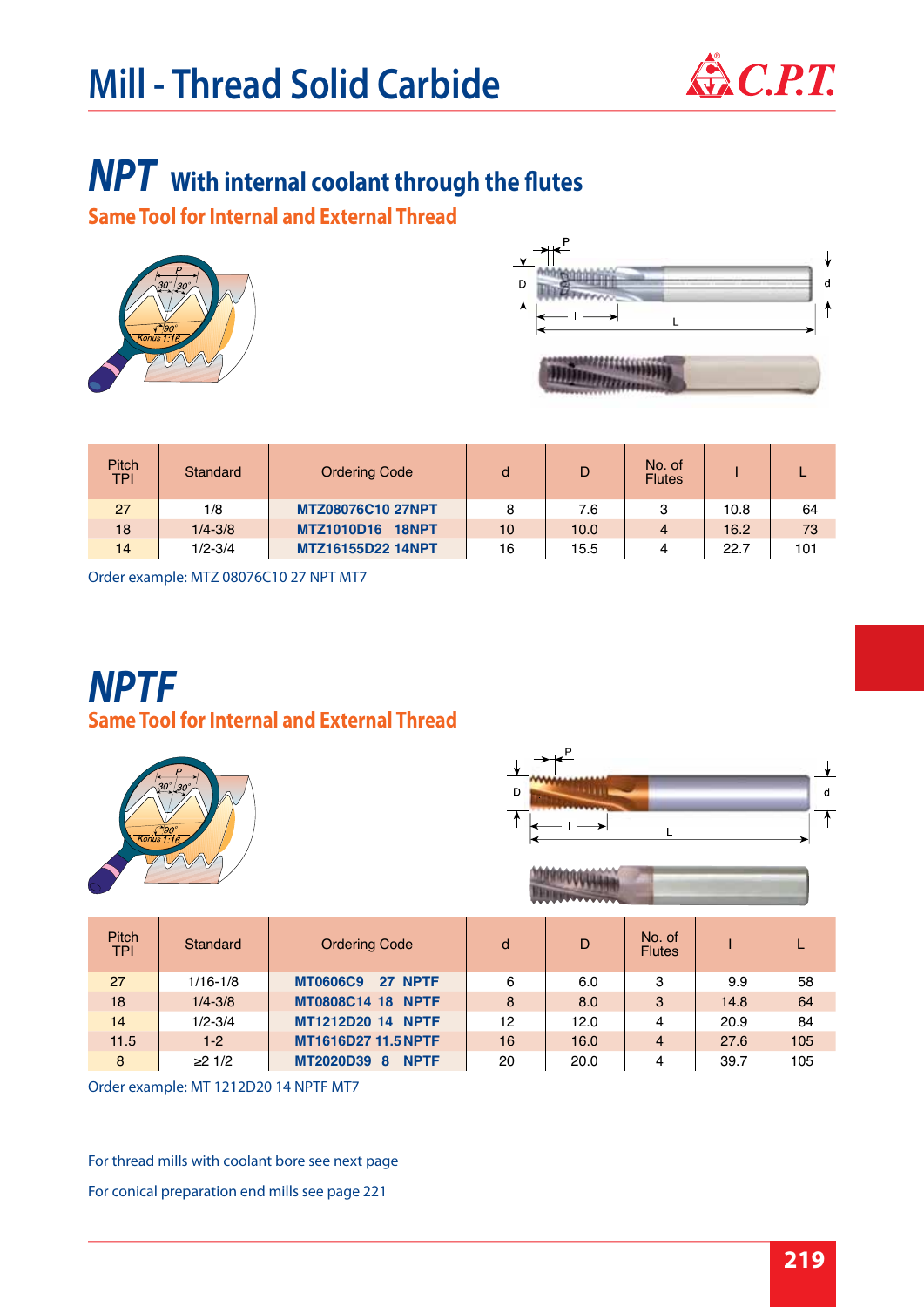# Mill - Thread Solid Carbide

## NPT With internal coolant through the flutes

### Same Tool for Internal and External Thread

| Pitch TPI | Standard | Ordering Code | d | D | No. of Flutes | l | L |
|---|---|---|---|---|---|---|---|
| 27 | 1/8 | **MTZ08076C10 27NPT** | 8 | 7.6 | 3 | 10.8 | 64 |
| 18 | 1/4-3/8 | **MTZ1010D16 18NPT** | 10 | 10.0 | 4 | 16.2 | 73 |
| 14 | 1/2-3/4 | **MTZ16155D22 14NPT** | 16 | 15.5 | 4 | 22.7 | 101 |

Order example: MTZ 08076C10 27 NPT MT7

## NPTF

### Same Tool for Internal and External Thread

| Pitch TPI | Standard | Ordering Code | d | D | No. of Flutes | l | L |
|---|---|---|---|---|---|---|---|
| 27 | 1/16-1/8 | **MT0606C9 27 NPTF** | 6 | 6.0 | 3 | 9.9 | 58 |
| 18 | 1/4-3/8 | **MT0808C14 18 NPTF** | 8 | 8.0 | 3 | 14.8 | 64 |
| 14 | 1/2-3/4 | **MT1212D20 14 NPTF** | 12 | 12.0 | 4 | 20.9 | 84 |
| 11.5 | 1-2 | **MT1616D27 11.5 NPTF** | 16 | 16.0 | 4 | 27.6 | 105 |
| 8 | ≥2 1/2 | **MT2020D39 8 NPTF** | 20 | 20.0 | 4 | 39.7 | 105 |

Order example: MT 1212D20 14 NPTF MT7

For thread mills with coolant bore see next page

For conical preparation end mills see page 221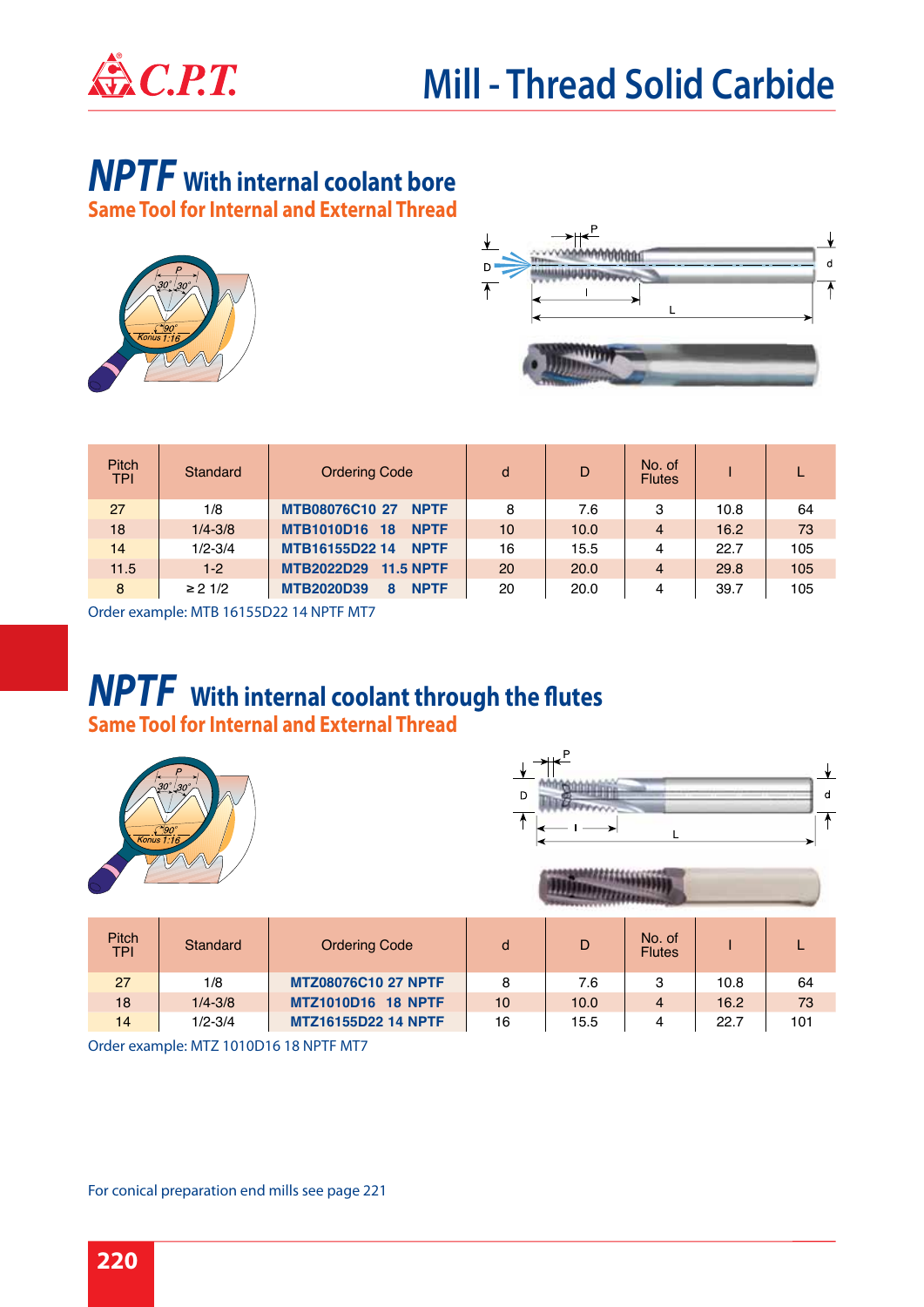# Mill - Thread Solid Carbide

## NPTF With internal coolant bore

**Same Tool for Internal and External Thread**

| Pitch TPI | Standard | Ordering Code | d | D | No. of Flutes | l | L |
|---|---|---|---|---|---|---|---|
| 27 | 1/8 | **MTB08076C10 27 NPTF** | 8 | 7.6 | 3 | 10.8 | 64 |
| 18 | 1/4-3/8 | **MTB1010D16 18 NPTF** | 10 | 10.0 | 4 | 16.2 | 73 |
| 14 | 1/2-3/4 | **MTB16155D22 14 NPTF** | 16 | 15.5 | 4 | 22.7 | 105 |
| 11.5 | 1-2 | **MTB2022D29 11.5 NPTF** | 20 | 20.0 | 4 | 29.8 | 105 |
| 8 | ≥ 2 1/2 | **MTB2020D39 8 NPTF** | 20 | 20.0 | 4 | 39.7 | 105 |

Order example: MTB 16155D22 14 NPTF MT7

## NPTF With internal coolant through the flutes

**Same Tool for Internal and External Thread**

| Pitch TPI | Standard | Ordering Code | d | D | No. of Flutes | l | L |
|---|---|---|---|---|---|---|---|
| 27 | 1/8 | **MTZ08076C10 27 NPTF** | 8 | 7.6 | 3 | 10.8 | 64 |
| 18 | 1/4-3/8 | **MTZ1010D16 18 NPTF** | 10 | 10.0 | 4 | 16.2 | 73 |
| 14 | 1/2-3/4 | **MTZ16155D22 14 NPTF** | 16 | 15.5 | 4 | 22.7 | 101 |

Order example: MTZ 1010D16 18 NPTF MT7

For conical preparation end mills see page 221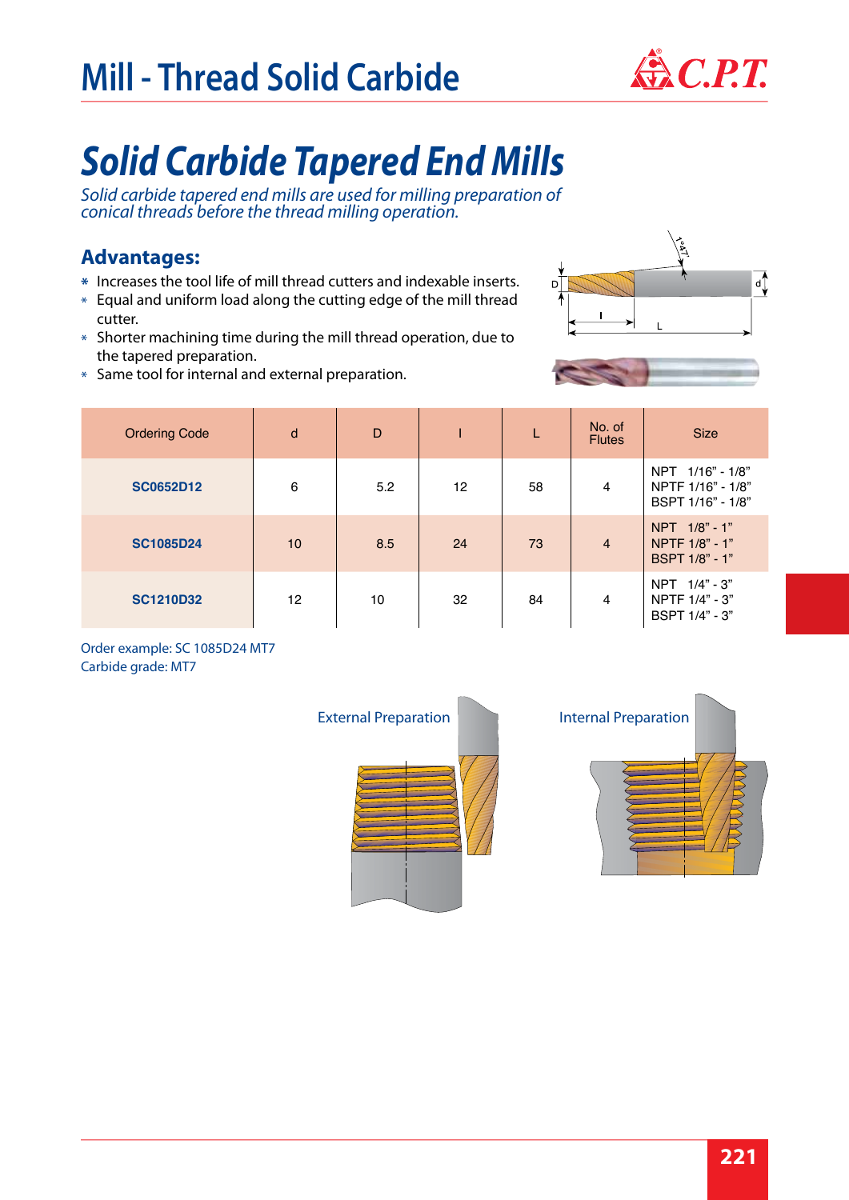# Mill - Thread Solid Carbide

## *Solid Carbide Tapered End Mills*

*Solid carbide tapered end mills are used for milling preparation of conical threads before the thread milling operation.*

### Advantages:

* Increases the tool life of mill thread cutters and indexable inserts.
* Equal and uniform load along the cutting edge of the mill thread cutter.
* Shorter machining time during the mill thread operation, due to the tapered preparation.
* Same tool for internal and external preparation.

| Ordering Code | d | D | l | L | No. of Flutes | Size |
|---|---|---|---|---|---|---|
| **SC0652D12** | 6 | 5.2 | 12 | 58 | 4 | NPT 1/16" - 1/8"<br>NPTF 1/16" - 1/8"<br>BSPT 1/16" - 1/8" |
| **SC1085D24** | 10 | 8.5 | 24 | 73 | 4 | NPT 1/8" - 1"<br>NPTF 1/8" - 1"<br>BSPT 1/8" - 1" |
| **SC1210D32** | 12 | 10 | 32 | 84 | 4 | NPT 1/4" - 3"<br>NPTF 1/4" - 3"<br>BSPT 1/4" - 3" |

Order example: SC 1085D24 MT7
Carbide grade: MT7

External Preparation

Internal Preparation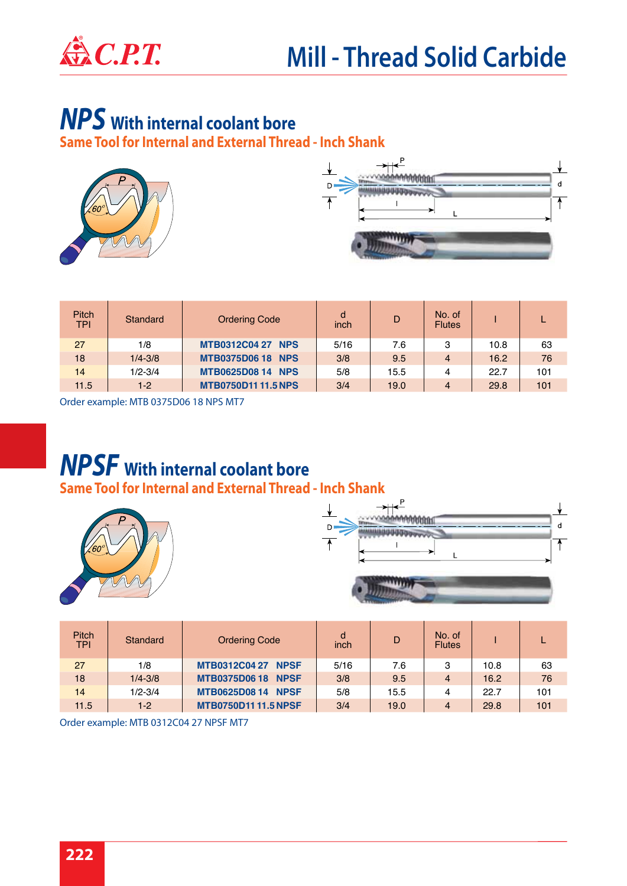# Mill - Thread Solid Carbide

## NPS With internal coolant bore

### Same Tool for Internal and External Thread - Inch Shank

| Pitch TPI | Standard | Ordering Code | d inch | D | No. of Flutes | l | L |
|---|---|---|---|---|---|---|---|
| 27 | 1/8 | **MTB0312C04 27 NPS** | 5/16 | 7.6 | 3 | 10.8 | 63 |
| 18 | 1/4-3/8 | **MTB0375D06 18 NPS** | 3/8 | 9.5 | 4 | 16.2 | 76 |
| 14 | 1/2-3/4 | **MTB0625D08 14 NPS** | 5/8 | 15.5 | 4 | 22.7 | 101 |
| 11.5 | 1-2 | **MTB0750D11 11.5 NPS** | 3/4 | 19.0 | 4 | 29.8 | 101 |

Order example: MTB 0375D06 18 NPS MT7

## NPSF With internal coolant bore

### Same Tool for Internal and External Thread - Inch Shank

| Pitch TPI | Standard | Ordering Code | d inch | D | No. of Flutes | l | L |
|---|---|---|---|---|---|---|---|
| 27 | 1/8 | **MTB0312C04 27 NPSF** | 5/16 | 7.6 | 3 | 10.8 | 63 |
| 18 | 1/4-3/8 | **MTB0375D06 18 NPSF** | 3/8 | 9.5 | 4 | 16.2 | 76 |
| 14 | 1/2-3/4 | **MTB0625D08 14 NPSF** | 5/8 | 15.5 | 4 | 22.7 | 101 |
| 11.5 | 1-2 | **MTB0750D11 11.5 NPSF** | 3/4 | 19.0 | 4 | 29.8 | 101 |

Order example: MTB 0312C04 27 NPSF MT7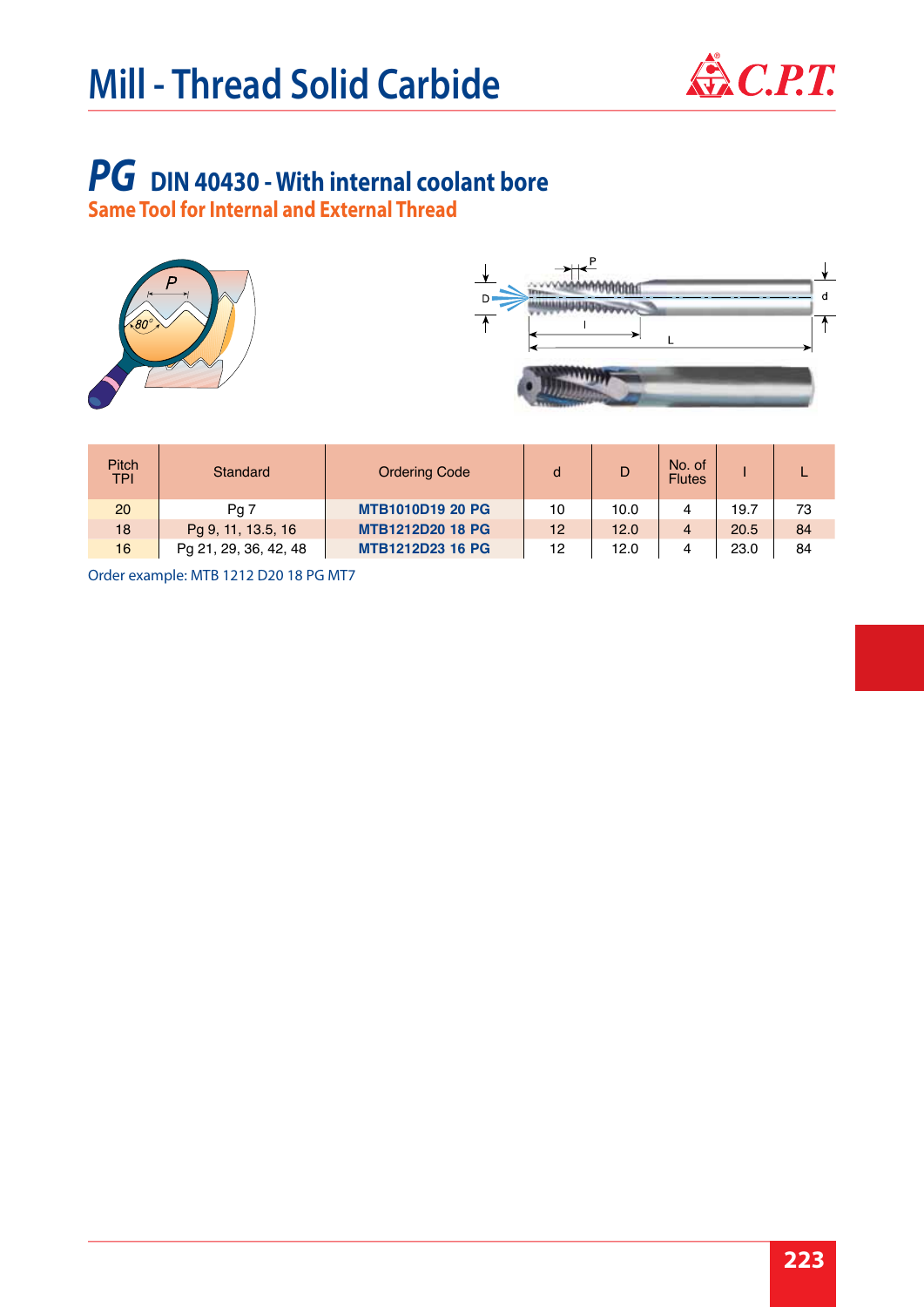# Mill - Thread Solid Carbide

## PG DIN 40430 - With internal coolant bore

### Same Tool for Internal and External Thread

| Pitch TPI | Standard | Ordering Code | d | D | No. of Flutes | l | L |
|---|---|---|---|---|---|---|---|
| 20 | Pg 7 | **MTB1010D19 20 PG** | 10 | 10.0 | 4 | 19.7 | 73 |
| 18 | Pg 9, 11, 13.5, 16 | **MTB1212D20 18 PG** | 12 | 12.0 | 4 | 20.5 | 84 |
| 16 | Pg 21, 29, 36, 42, 48 | **MTB1212D23 16 PG** | 12 | 12.0 | 4 | 23.0 | 84 |

Order example: MTB 1212 D20 18 PG MT7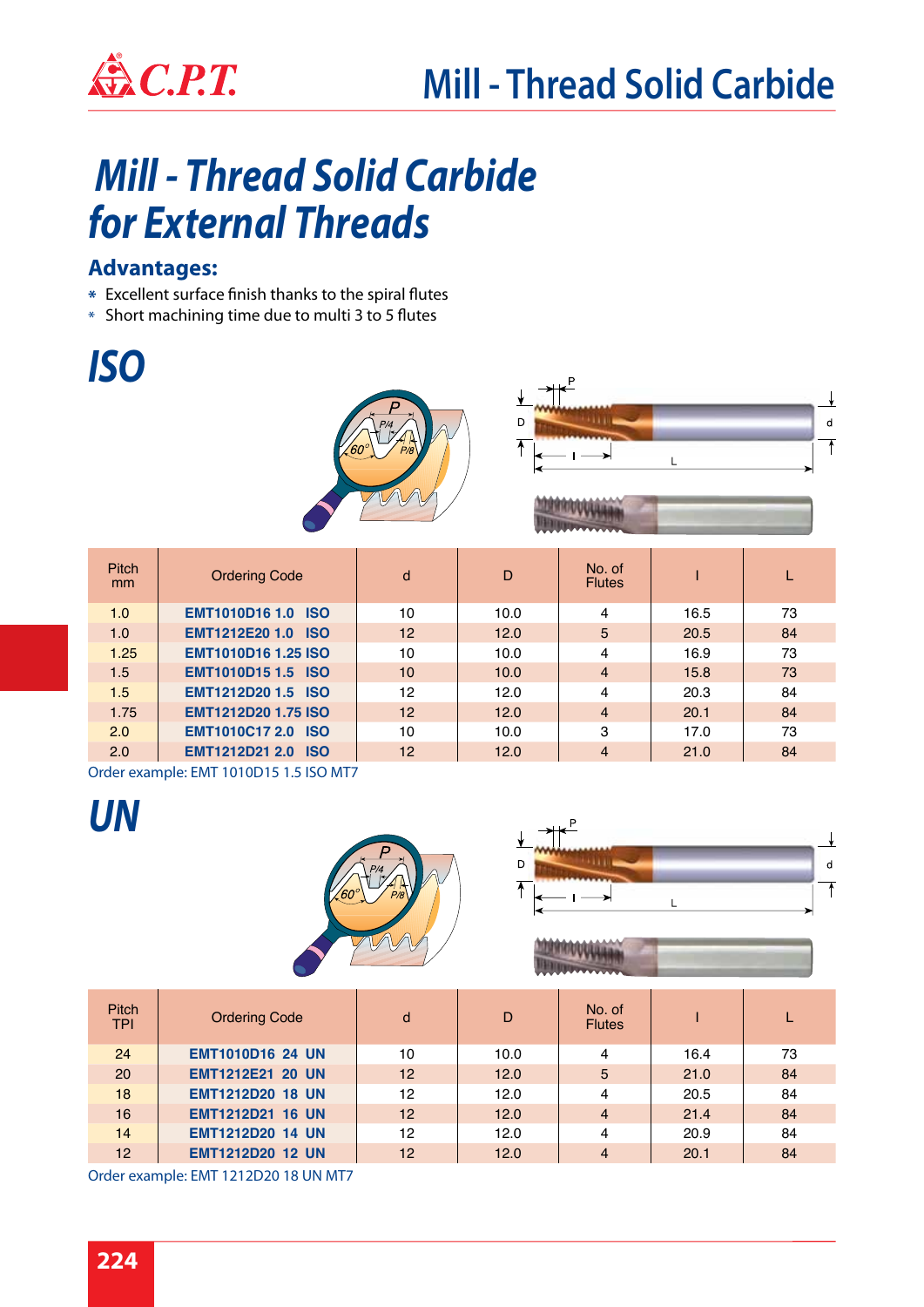# Mill - Thread Solid Carbide for External Threads

## Advantages:

- Excellent surface finish thanks to the spiral flutes
- Short machining time due to multi 3 to 5 flutes

## ISO

| Pitch mm | Ordering Code | d | D | No. of Flutes | l | L |
|---|---|---|---|---|---|---|
| 1.0 | EMT1010D16 1.0 ISO | 10 | 10.0 | 4 | 16.5 | 73 |
| 1.0 | EMT1212E20 1.0 ISO | 12 | 12.0 | 5 | 20.5 | 84 |
| 1.25 | EMT1010D16 1.25 ISO | 10 | 10.0 | 4 | 16.9 | 73 |
| 1.5 | EMT1010D15 1.5 ISO | 10 | 10.0 | 4 | 15.8 | 73 |
| 1.5 | EMT1212D20 1.5 ISO | 12 | 12.0 | 4 | 20.3 | 84 |
| 1.75 | EMT1212D20 1.75 ISO | 12 | 12.0 | 4 | 20.1 | 84 |
| 2.0 | EMT1010C17 2.0 ISO | 10 | 10.0 | 3 | 17.0 | 73 |
| 2.0 | EMT1212D21 2.0 ISO | 12 | 12.0 | 4 | 21.0 | 84 |

Order example: EMT 1010D15 1.5 ISO MT7

## UN

| Pitch TPI | Ordering Code | d | D | No. of Flutes | l | L |
|---|---|---|---|---|---|---|
| 24 | EMT1010D16 24 UN | 10 | 10.0 | 4 | 16.4 | 73 |
| 20 | EMT1212E21 20 UN | 12 | 12.0 | 5 | 21.0 | 84 |
| 18 | EMT1212D20 18 UN | 12 | 12.0 | 4 | 20.5 | 84 |
| 16 | EMT1212D21 16 UN | 12 | 12.0 | 4 | 21.4 | 84 |
| 14 | EMT1212D20 14 UN | 12 | 12.0 | 4 | 20.9 | 84 |
| 12 | EMT1212D20 12 UN | 12 | 12.0 | 4 | 20.1 | 84 |

Order example: EMT 1212D20 18 UN MT7